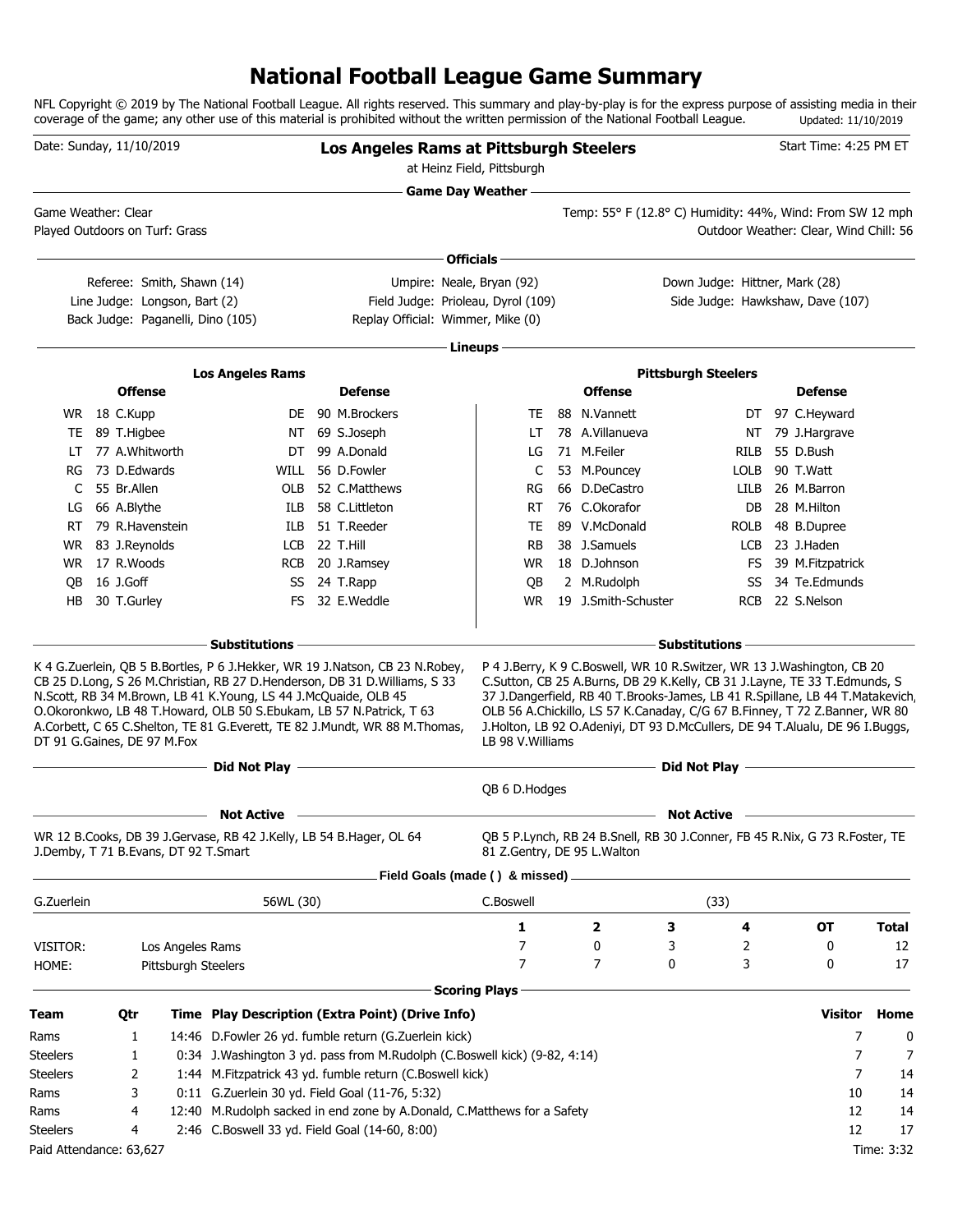# National Football League Game Summary

NFL Copyright © 2019 by The National Football League. All rights reserved. This summary and play-by-play is for the express purpose of assisting media in their coverage of the game; any other use of this material is prohibited without the written permission of the National Football League. Updated: 11/10/2019

Date: Sunday, 11/10/2019

**Los Angeles Rams at Pittsburgh Steelers**

at Heinz Field, Pittsburgh

Start Time: 4:25 PM ET

## Game Day Weather

Game Weather: Clear

Played Outdoors on Turf: Grass

Temp: 55° F (12.8° C) Humidity: 44%, Wind: From SW 12 mph

Outdoor Weather: Clear, Wind Chill: 56

## Officials

Referee: Smith, Shawn (14)
Umpire: Neale, Bryan (92)
Down Judge: Hittner, Mark (28)
Line Judge: Longson, Bart (2)
Field Judge: Prioleau, Dyrol (109)
Side Judge: Hawkshaw, Dave (107)
Back Judge: Paganelli, Dino (105)
Replay Official: Wimmer, Mike (0)

## Lineups

### Los Angeles Rams

| Offense | | | Defense | | |
|---|---|---|---|---|---|
| WR | 18 | C.Kupp | DE | 90 | M.Brockers |
| TE | 89 | T.Higbee | NT | 69 | S.Joseph |
| LT | 77 | A.Whitworth | DT | 99 | A.Donald |
| RG | 73 | D.Edwards | WILL | 56 | D.Fowler |
| C | 55 | Br.Allen | OLB | 52 | C.Matthews |
| LG | 66 | A.Blythe | ILB | 58 | C.Littleton |
| RT | 79 | R.Havenstein | ILB | 51 | T.Reeder |
| WR | 83 | J.Reynolds | LCB | 22 | T.Hill |
| WR | 17 | R.Woods | RCB | 20 | J.Ramsey |
| QB | 16 | J.Goff | SS | 24 | T.Rapp |
| HB | 30 | T.Gurley | FS | 32 | E.Weddle |

### Pittsburgh Steelers

| Offense | | | Defense | | |
|---|---|---|---|---|---|
| TE | 88 | N.Vannett | DT | 97 | C.Heyward |
| LT | 78 | A.Villanueva | NT | 79 | J.Hargrave |
| LG | 71 | M.Feiler | RILB | 55 | D.Bush |
| C | 53 | M.Pouncey | LOLB | 90 | T.Watt |
| RG | 66 | D.DeCastro | LILB | 26 | M.Barron |
| RT | 76 | C.Okorafor | DB | 28 | M.Hilton |
| TE | 89 | V.McDonald | ROLB | 48 | B.Dupree |
| RB | 38 | J.Samuels | LCB | 23 | J.Haden |
| WR | 18 | D.Johnson | FS | 39 | M.Fitzpatrick |
| QB | 2 | M.Rudolph | SS | 34 | Te.Edmunds |
| WR | 19 | J.Smith-Schuster | RCB | 22 | S.Nelson |

## Substitutions

**Los Angeles Rams:** K 4 G.Zuerlein, QB 5 B.Bortles, P 6 J.Hekker, WR 19 J.Natson, CB 23 N.Robey, CB 25 D.Long, S 26 M.Christian, RB 27 D.Henderson, DB 31 D.Williams, S 33 N.Scott, RB 34 M.Brown, LB 41 K.Young, LS 44 J.McQuaide, OLB 45 O.Okoronkwo, LB 48 T.Howard, OLB 50 S.Ebukam, LB 57 N.Patrick, T 63 A.Corbett, C 65 C.Shelton, TE 81 G.Everett, TE 82 J.Mundt, WR 88 M.Thomas, DT 91 G.Gaines, DE 97 M.Fox

**Pittsburgh Steelers:** P 4 J.Berry, K 9 C.Boswell, WR 10 R.Switzer, WR 13 J.Washington, CB 20 C.Sutton, CB 25 A.Burns, DB 29 K.Kelly, CB 31 J.Layne, TE 33 T.Edmunds, S 37 J.Dangerfield, RB 40 T.Brooks-James, LB 41 R.Spillane, LB 44 T.Matakevich, OLB 56 A.Chickillo, LS 57 K.Canaday, C/G 67 B.Finney, T 72 Z.Banner, WR 80 J.Holton, LB 92 O.Adeniyi, DT 93 D.McCullers, DE 94 T.Alualu, DE 96 I.Buggs, LB 98 V.Williams

## Did Not Play

**Pittsburgh Steelers:** QB 6 D.Hodges

## Not Active

**Los Angeles Rams:** WR 12 B.Cooks, DB 39 J.Gervase, RB 42 J.Kelly, LB 54 B.Hager, OL 64 J.Demby, T 71 B.Evans, DT 92 T.Smart

**Pittsburgh Steelers:** QB 5 P.Lynch, RB 24 B.Snell, RB 30 J.Conner, FB 45 R.Nix, G 73 R.Foster, TE 81 Z.Gentry, DE 95 L.Walton

## Field Goals (made () & missed)

G.Zuerlein: 56WL (30)

C.Boswell: (33)

| | | 1 | 2 | 3 | 4 | OT | Total |
|---|---|---|---|---|---|---|---|
| VISITOR: | Los Angeles Rams | 7 | 0 | 3 | 2 | 0 | 12 |
| HOME: | Pittsburgh Steelers | 7 | 7 | 0 | 3 | 0 | 17 |

## Scoring Plays

| Team | Qtr | Time | Play Description (Extra Point) (Drive Info) | Visitor | Home |
|---|---|---|---|---|---|
| Rams | 1 | 14:46 | D.Fowler 26 yd. fumble return (G.Zuerlein kick) | 7 | 0 |
| Steelers | 1 | 0:34 | J.Washington 3 yd. pass from M.Rudolph (C.Boswell kick) (9-82, 4:14) | 7 | 7 |
| Steelers | 2 | 1:44 | M.Fitzpatrick 43 yd. fumble return (C.Boswell kick) | 7 | 14 |
| Rams | 3 | 0:11 | G.Zuerlein 30 yd. Field Goal (11-76, 5:32) | 10 | 14 |
| Rams | 4 | 12:40 | M.Rudolph sacked in end zone by A.Donald, C.Matthews for a Safety | 12 | 14 |
| Steelers | 4 | 2:46 | C.Boswell 33 yd. Field Goal (14-60, 8:00) | 12 | 17 |

Paid Attendance: 63,627

Time: 3:32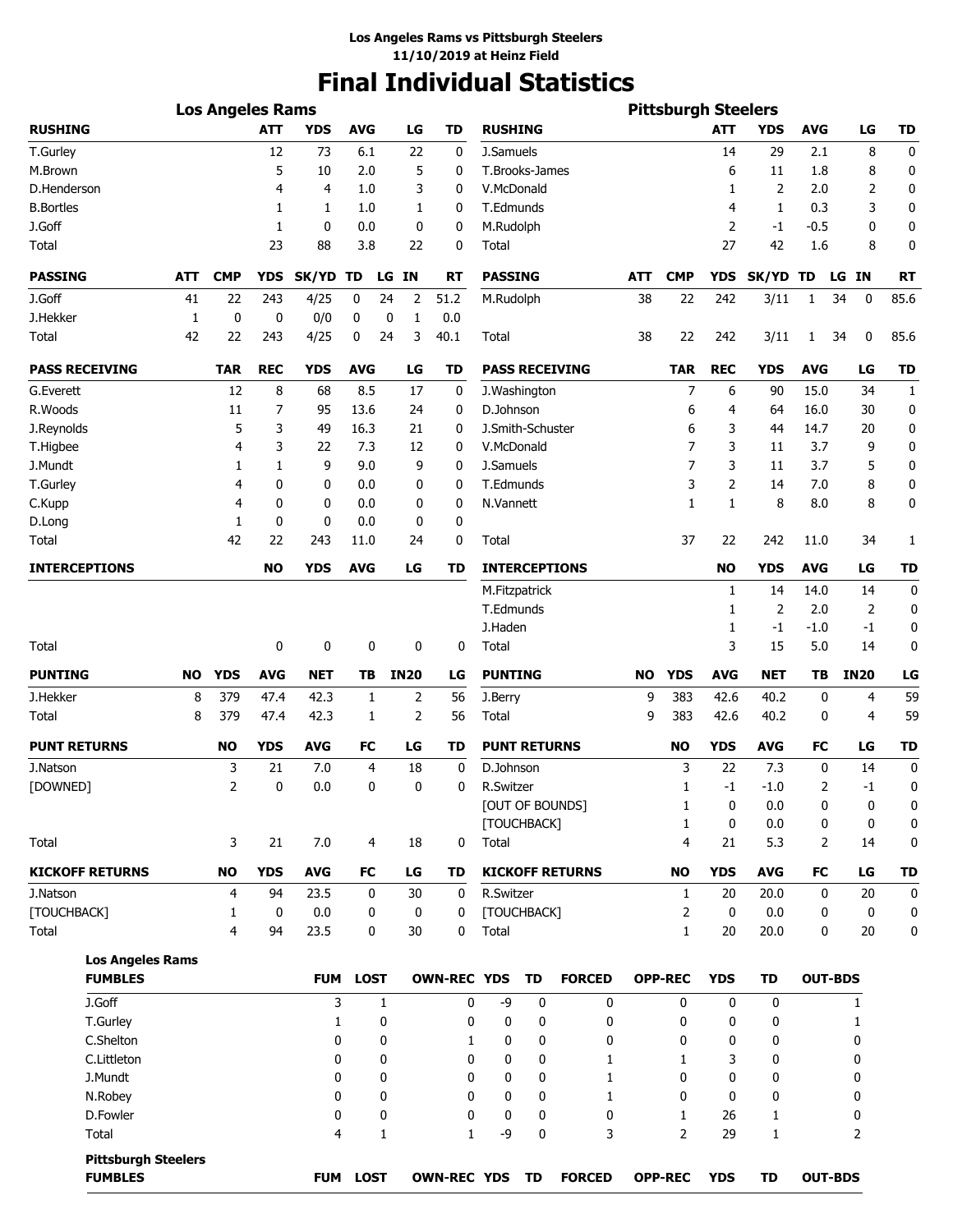**Los Angeles Rams vs Pittsburgh Steelers**
**11/10/2019 at Heinz Field**

# Final Individual Statistics

## Los Angeles Rams

| RUSHING | ATT | YDS | AVG | LG | TD |
|---|---|---|---|---|---|
| T.Gurley | 12 | 73 | 6.1 | 22 | 0 |
| M.Brown | 5 | 10 | 2.0 | 5 | 0 |
| D.Henderson | 4 | 4 | 1.0 | 3 | 0 |
| B.Bortles | 1 | 1 | 1.0 | 1 | 0 |
| J.Goff | 1 | 0 | 0.0 | 0 | 0 |
| Total | 23 | 88 | 3.8 | 22 | 0 |

| PASSING | ATT | CMP | YDS | SK/YD | TD | LG | IN | RT |
|---|---|---|---|---|---|---|---|---|
| J.Goff | 41 | 22 | 243 | 4/25 | 0 | 24 | 2 | 51.2 |
| J.Hekker | 1 | 0 | 0 | 0/0 | 0 | 0 | 1 | 0.0 |
| Total | 42 | 22 | 243 | 4/25 | 0 | 24 | 3 | 40.1 |

| PASS RECEIVING | TAR | REC | YDS | AVG | LG | TD |
|---|---|---|---|---|---|---|
| G.Everett | 12 | 8 | 68 | 8.5 | 17 | 0 |
| R.Woods | 11 | 7 | 95 | 13.6 | 24 | 0 |
| J.Reynolds | 5 | 3 | 49 | 16.3 | 21 | 0 |
| T.Higbee | 4 | 3 | 22 | 7.3 | 12 | 0 |
| J.Mundt | 1 | 1 | 9 | 9.0 | 9 | 0 |
| T.Gurley | 4 | 0 | 0 | 0.0 | 0 | 0 |
| C.Kupp | 4 | 0 | 0 | 0.0 | 0 | 0 |
| D.Long | 1 | 0 | 0 | 0.0 | 0 | 0 |
| Total | 42 | 22 | 243 | 11.0 | 24 | 0 |

| INTERCEPTIONS | NO | YDS | AVG | LG | TD |
|---|---|---|---|---|---|
| Total | 0 | 0 | 0 | 0 | 0 |

| PUNTING | NO | YDS | AVG | NET | TB | IN20 | LG |
|---|---|---|---|---|---|---|---|
| J.Hekker | 8 | 379 | 47.4 | 42.3 | 1 | 2 | 56 |
| Total | 8 | 379 | 47.4 | 42.3 | 1 | 2 | 56 |

| PUNT RETURNS | NO | YDS | AVG | FC | LG | TD |
|---|---|---|---|---|---|---|
| J.Natson | 3 | 21 | 7.0 | 4 | 18 | 0 |
| [DOWNED] | 2 | 0 | 0.0 | 0 | 0 | 0 |
| Total | 3 | 21 | 7.0 | 4 | 18 | 0 |

| KICKOFF RETURNS | NO | YDS | AVG | FC | LG | TD |
|---|---|---|---|---|---|---|
| J.Natson | 4 | 94 | 23.5 | 0 | 30 | 0 |
| [TOUCHBACK] | 1 | 0 | 0.0 | 0 | 0 | 0 |
| Total | 4 | 94 | 23.5 | 0 | 30 | 0 |

## Pittsburgh Steelers

| RUSHING | ATT | YDS | AVG | LG | TD |
|---|---|---|---|---|---|
| J.Samuels | 14 | 29 | 2.1 | 8 | 0 |
| T.Brooks-James | 6 | 11 | 1.8 | 8 | 0 |
| V.McDonald | 1 | 2 | 2.0 | 2 | 0 |
| T.Edmunds | 4 | 1 | 0.3 | 3 | 0 |
| M.Rudolph | 2 | -1 | -0.5 | 0 | 0 |
| Total | 27 | 42 | 1.6 | 8 | 0 |

| PASSING | ATT | CMP | YDS | SK/YD | TD | LG | IN | RT |
|---|---|---|---|---|---|---|---|---|
| M.Rudolph | 38 | 22 | 242 | 3/11 | 1 | 34 | 0 | 85.6 |
| Total | 38 | 22 | 242 | 3/11 | 1 | 34 | 0 | 85.6 |

| PASS RECEIVING | TAR | REC | YDS | AVG | LG | TD |
|---|---|---|---|---|---|---|
| J.Washington | 7 | 6 | 90 | 15.0 | 34 | 1 |
| D.Johnson | 6 | 4 | 64 | 16.0 | 30 | 0 |
| J.Smith-Schuster | 6 | 3 | 44 | 14.7 | 20 | 0 |
| V.McDonald | 7 | 3 | 11 | 3.7 | 9 | 0 |
| J.Samuels | 7 | 3 | 11 | 3.7 | 5 | 0 |
| T.Edmunds | 3 | 2 | 14 | 7.0 | 8 | 0 |
| N.Vannett | 1 | 1 | 8 | 8.0 | 8 | 0 |
| Total | 37 | 22 | 242 | 11.0 | 34 | 1 |

| INTERCEPTIONS | NO | YDS | AVG | LG | TD |
|---|---|---|---|---|---|
| M.Fitzpatrick | 1 | 14 | 14.0 | 14 | 0 |
| T.Edmunds | 1 | 2 | 2.0 | 2 | 0 |
| J.Haden | 1 | -1 | -1.0 | -1 | 0 |
| Total | 3 | 15 | 5.0 | 14 | 0 |

| PUNTING | NO | YDS | AVG | NET | TB | IN20 | LG |
|---|---|---|---|---|---|---|---|
| J.Berry | 9 | 383 | 42.6 | 40.2 | 0 | 4 | 59 |
| Total | 9 | 383 | 42.6 | 40.2 | 0 | 4 | 59 |

| PUNT RETURNS | NO | YDS | AVG | FC | LG | TD |
|---|---|---|---|---|---|---|
| D.Johnson | 3 | 22 | 7.3 | 0 | 14 | 0 |
| R.Switzer | 1 | -1 | -1.0 | 2 | -1 | 0 |
| [OUT OF BOUNDS] | 1 | 0 | 0.0 | 0 | 0 | 0 |
| [TOUCHBACK] | 1 | 0 | 0.0 | 0 | 0 | 0 |
| Total | 4 | 21 | 5.3 | 2 | 14 | 0 |

| KICKOFF RETURNS | NO | YDS | AVG | FC | LG | TD |
|---|---|---|---|---|---|---|
| R.Switzer | 1 | 20 | 20.0 | 0 | 20 | 0 |
| [TOUCHBACK] | 2 | 0 | 0.0 | 0 | 0 | 0 |
| Total | 1 | 20 | 20.0 | 0 | 20 | 0 |

**Los Angeles Rams**

| FUMBLES | FUM | LOST | OWN-REC | YDS | TD | FORCED | OPP-REC | YDS | TD | OUT-BDS |
|---|---|---|---|---|---|---|---|---|---|---|
| J.Goff | 3 | 1 | 0 | -9 | 0 | 0 | 0 | 0 | 0 | 1 |
| T.Gurley | 1 | 0 | 0 | 0 | 0 | 0 | 0 | 0 | 0 | 1 |
| C.Shelton | 0 | 0 | 1 | 0 | 0 | 0 | 0 | 0 | 0 | 0 |
| C.Littleton | 0 | 0 | 0 | 0 | 0 | 1 | 1 | 3 | 0 | 0 |
| J.Mundt | 0 | 0 | 0 | 0 | 0 | 1 | 0 | 0 | 0 | 0 |
| N.Robey | 0 | 0 | 0 | 0 | 0 | 1 | 0 | 0 | 0 | 0 |
| D.Fowler | 0 | 0 | 0 | 0 | 0 | 0 | 1 | 26 | 1 | 0 |
| Total | 4 | 1 | 1 | -9 | 0 | 3 | 2 | 29 | 1 | 2 |

**Pittsburgh Steelers**

| FUMBLES | FUM | LOST | OWN-REC | YDS | TD | FORCED | OPP-REC | YDS | TD | OUT-BDS |
|---|---|---|---|---|---|---|---|---|---|---|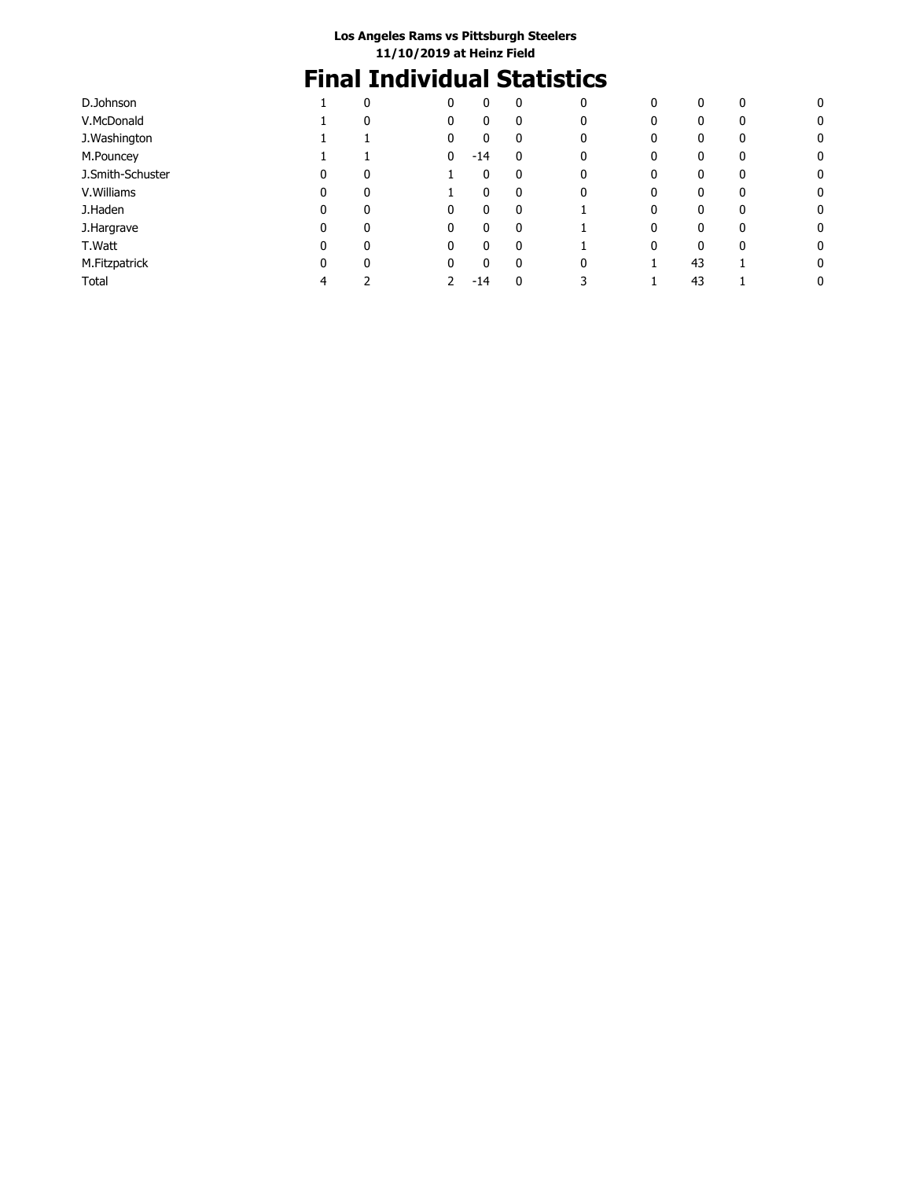**Los Angeles Rams vs Pittsburgh Steelers**
**11/10/2019 at Heinz Field**

# Final Individual Statistics

| | | | | | | | | | | |
|---|---|---|---|---|---|---|---|---|---|---|
| D.Johnson | 1 | 0 | 0 | 0 | 0 | 0 | 0 | 0 | 0 | 0 |
| V.McDonald | 1 | 0 | 0 | 0 | 0 | 0 | 0 | 0 | 0 | 0 |
| J.Washington | 1 | 1 | 0 | 0 | 0 | 0 | 0 | 0 | 0 | 0 |
| M.Pouncey | 1 | 1 | 0 | -14 | 0 | 0 | 0 | 0 | 0 | 0 |
| J.Smith-Schuster | 0 | 0 | 1 | 0 | 0 | 0 | 0 | 0 | 0 | 0 |
| V.Williams | 0 | 0 | 1 | 0 | 0 | 0 | 0 | 0 | 0 | 0 |
| J.Haden | 0 | 0 | 0 | 0 | 0 | 1 | 0 | 0 | 0 | 0 |
| J.Hargrave | 0 | 0 | 0 | 0 | 0 | 1 | 0 | 0 | 0 | 0 |
| T.Watt | 0 | 0 | 0 | 0 | 0 | 1 | 0 | 0 | 0 | 0 |
| M.Fitzpatrick | 0 | 0 | 0 | 0 | 0 | 0 | 1 | 43 | 1 | 0 |
| Total | 4 | 2 | 2 | -14 | 0 | 3 | 1 | 43 | 1 | 0 |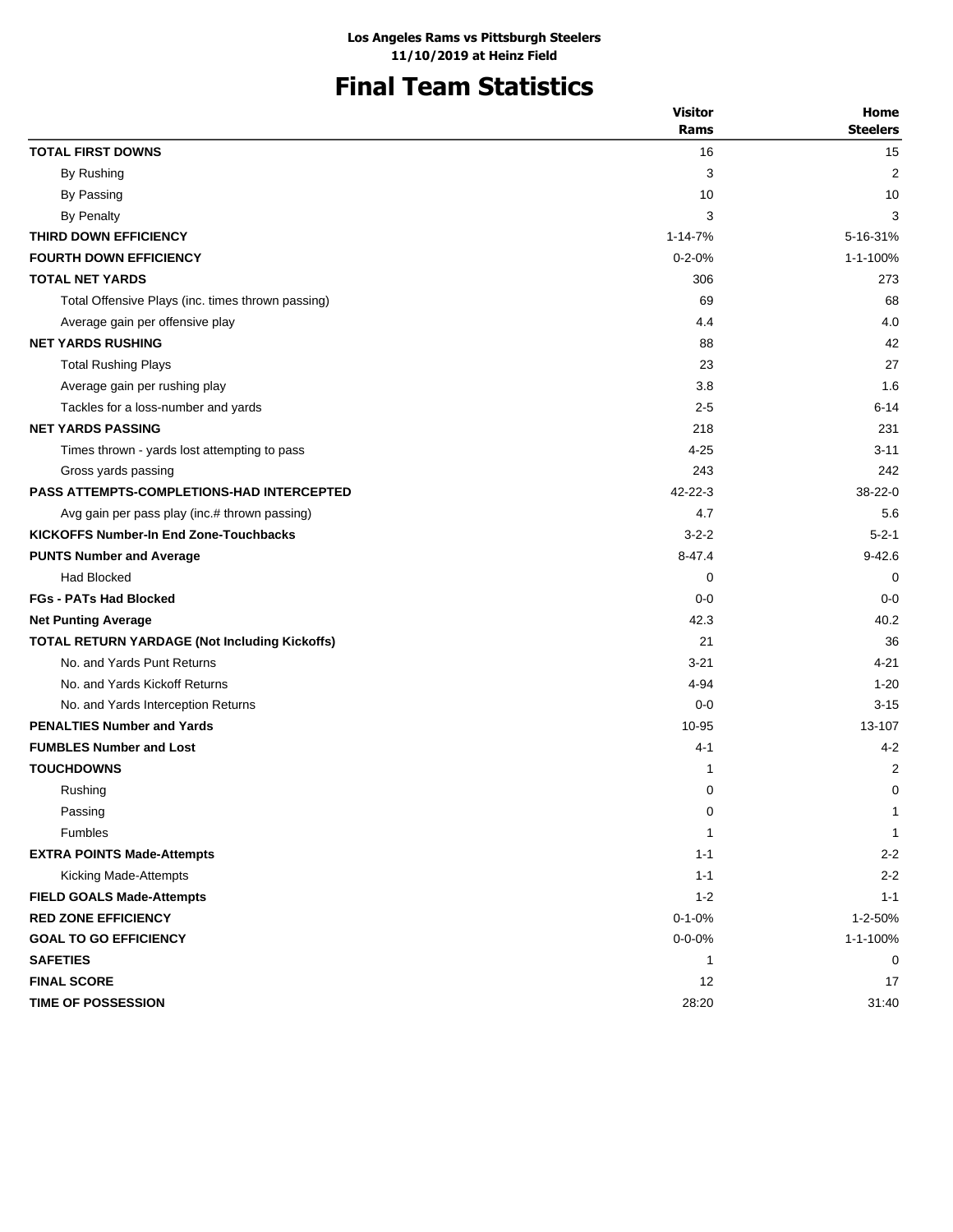**Los Angeles Rams vs Pittsburgh Steelers**
**11/10/2019 at Heinz Field**

# Final Team Statistics

| | Visitor Rams | Home Steelers |
|---|---|---|
| **TOTAL FIRST DOWNS** | 16 | 15 |
| By Rushing | 3 | 2 |
| By Passing | 10 | 10 |
| By Penalty | 3 | 3 |
| **THIRD DOWN EFFICIENCY** | 1-14-7% | 5-16-31% |
| **FOURTH DOWN EFFICIENCY** | 0-2-0% | 1-1-100% |
| **TOTAL NET YARDS** | 306 | 273 |
| Total Offensive Plays (inc. times thrown passing) | 69 | 68 |
| Average gain per offensive play | 4.4 | 4.0 |
| **NET YARDS RUSHING** | 88 | 42 |
| Total Rushing Plays | 23 | 27 |
| Average gain per rushing play | 3.8 | 1.6 |
| Tackles for a loss-number and yards | 2-5 | 6-14 |
| **NET YARDS PASSING** | 218 | 231 |
| Times thrown - yards lost attempting to pass | 4-25 | 3-11 |
| Gross yards passing | 243 | 242 |
| **PASS ATTEMPTS-COMPLETIONS-HAD INTERCEPTED** | 42-22-3 | 38-22-0 |
| Avg gain per pass play (inc.# thrown passing) | 4.7 | 5.6 |
| **KICKOFFS Number-In End Zone-Touchbacks** | 3-2-2 | 5-2-1 |
| **PUNTS Number and Average** | 8-47.4 | 9-42.6 |
| Had Blocked | 0 | 0 |
| **FGs - PATs Had Blocked** | 0-0 | 0-0 |
| **Net Punting Average** | 42.3 | 40.2 |
| **TOTAL RETURN YARDAGE (Not Including Kickoffs)** | 21 | 36 |
| No. and Yards Punt Returns | 3-21 | 4-21 |
| No. and Yards Kickoff Returns | 4-94 | 1-20 |
| No. and Yards Interception Returns | 0-0 | 3-15 |
| **PENALTIES Number and Yards** | 10-95 | 13-107 |
| **FUMBLES Number and Lost** | 4-1 | 4-2 |
| **TOUCHDOWNS** | 1 | 2 |
| Rushing | 0 | 0 |
| Passing | 0 | 1 |
| Fumbles | 1 | 1 |
| **EXTRA POINTS Made-Attempts** | 1-1 | 2-2 |
| Kicking Made-Attempts | 1-1 | 2-2 |
| **FIELD GOALS Made-Attempts** | 1-2 | 1-1 |
| **RED ZONE EFFICIENCY** | 0-1-0% | 1-2-50% |
| **GOAL TO GO EFFICIENCY** | 0-0-0% | 1-1-100% |
| **SAFETIES** | 1 | 0 |
| **FINAL SCORE** | 12 | 17 |
| **TIME OF POSSESSION** | 28:20 | 31:40 |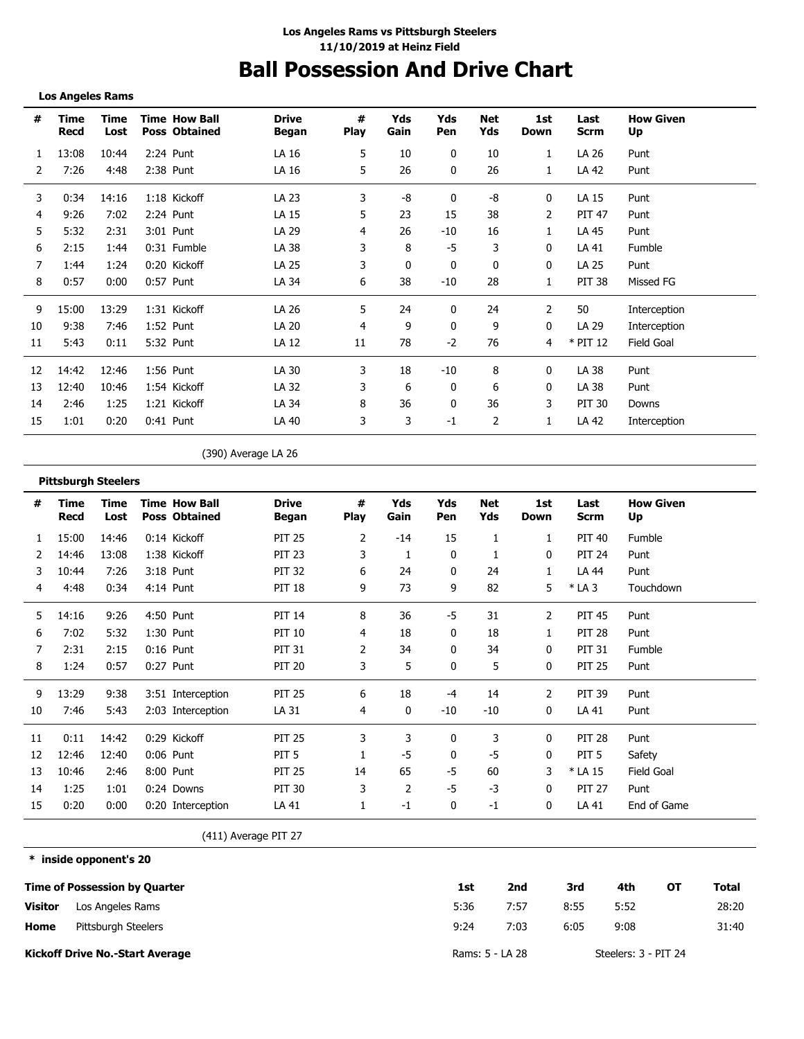Los Angeles Rams vs Pittsburgh Steelers
11/10/2019 at Heinz Field

# Ball Possession And Drive Chart

**Los Angeles Rams**

| # | Time Recd | Time Lost | Time Poss | How Ball Obtained | Drive Began | # Play | Yds Gain | Yds Pen | Net Yds | 1st Down | Last Scrm | How Given Up |
|---|---|---|---|---|---|---|---|---|---|---|---|---|
| 1 | 13:08 | 10:44 | 2:24 | Punt | LA 16 | 5 | 10 | 0 | 10 | 1 | LA 26 | Punt |
| 2 | 7:26 | 4:48 | 2:38 | Punt | LA 16 | 5 | 26 | 0 | 26 | 1 | LA 42 | Punt |
| 3 | 0:34 | 14:16 | 1:18 | Kickoff | LA 23 | 3 | -8 | 0 | -8 | 0 | LA 15 | Punt |
| 4 | 9:26 | 7:02 | 2:24 | Punt | LA 15 | 5 | 23 | 15 | 38 | 2 | PIT 47 | Punt |
| 5 | 5:32 | 2:31 | 3:01 | Punt | LA 29 | 4 | 26 | -10 | 16 | 1 | LA 45 | Punt |
| 6 | 2:15 | 1:44 | 0:31 | Fumble | LA 38 | 3 | 8 | -5 | 3 | 0 | LA 41 | Fumble |
| 7 | 1:44 | 1:24 | 0:20 | Kickoff | LA 25 | 3 | 0 | 0 | 0 | 0 | LA 25 | Punt |
| 8 | 0:57 | 0:00 | 0:57 | Punt | LA 34 | 6 | 38 | -10 | 28 | 1 | PIT 38 | Missed FG |
| 9 | 15:00 | 13:29 | 1:31 | Kickoff | LA 26 | 5 | 24 | 0 | 24 | 2 | 50 | Interception |
| 10 | 9:38 | 7:46 | 1:52 | Punt | LA 20 | 4 | 9 | 0 | 9 | 0 | LA 29 | Interception |
| 11 | 5:43 | 0:11 | 5:32 | Punt | LA 12 | 11 | 78 | -2 | 76 | 4 | * PIT 12 | Field Goal |
| 12 | 14:42 | 12:46 | 1:56 | Punt | LA 30 | 3 | 18 | -10 | 8 | 0 | LA 38 | Punt |
| 13 | 12:40 | 10:46 | 1:54 | Kickoff | LA 32 | 3 | 6 | 0 | 6 | 0 | LA 38 | Punt |
| 14 | 2:46 | 1:25 | 1:21 | Kickoff | LA 34 | 8 | 36 | 0 | 36 | 3 | PIT 30 | Downs |
| 15 | 1:01 | 0:20 | 0:41 | Punt | LA 40 | 3 | 3 | -1 | 2 | 1 | LA 42 | Interception |

(390) Average LA 26

**Pittsburgh Steelers**

| # | Time Recd | Time Lost | Time Poss | How Ball Obtained | Drive Began | # Play | Yds Gain | Yds Pen | Net Yds | 1st Down | Last Scrm | How Given Up |
|---|---|---|---|---|---|---|---|---|---|---|---|---|
| 1 | 15:00 | 14:46 | 0:14 | Kickoff | PIT 25 | 2 | -14 | 15 | 1 | 1 | PIT 40 | Fumble |
| 2 | 14:46 | 13:08 | 1:38 | Kickoff | PIT 23 | 3 | 1 | 0 | 1 | 0 | PIT 24 | Punt |
| 3 | 10:44 | 7:26 | 3:18 | Punt | PIT 32 | 6 | 24 | 0 | 24 | 1 | LA 44 | Punt |
| 4 | 4:48 | 0:34 | 4:14 | Punt | PIT 18 | 9 | 73 | 9 | 82 | 5 | * LA 3 | Touchdown |
| 5 | 14:16 | 9:26 | 4:50 | Punt | PIT 14 | 8 | 36 | -5 | 31 | 2 | PIT 45 | Punt |
| 6 | 7:02 | 5:32 | 1:30 | Punt | PIT 10 | 4 | 18 | 0 | 18 | 1 | PIT 28 | Punt |
| 7 | 2:31 | 2:15 | 0:16 | Punt | PIT 31 | 2 | 34 | 0 | 34 | 0 | PIT 31 | Fumble |
| 8 | 1:24 | 0:57 | 0:27 | Punt | PIT 20 | 3 | 5 | 0 | 5 | 0 | PIT 25 | Punt |
| 9 | 13:29 | 9:38 | 3:51 | Interception | PIT 25 | 6 | 18 | -4 | 14 | 2 | PIT 39 | Punt |
| 10 | 7:46 | 5:43 | 2:03 | Interception | LA 31 | 4 | 0 | -10 | -10 | 0 | LA 41 | Punt |
| 11 | 0:11 | 14:42 | 0:29 | Kickoff | PIT 25 | 3 | 3 | 0 | 3 | 0 | PIT 28 | Punt |
| 12 | 12:46 | 12:40 | 0:06 | Punt | PIT 5 | 1 | -5 | 0 | -5 | 0 | PIT 5 | Safety |
| 13 | 10:46 | 2:46 | 8:00 | Punt | PIT 25 | 14 | 65 | -5 | 60 | 3 | * LA 15 | Field Goal |
| 14 | 1:25 | 1:01 | 0:24 | Downs | PIT 30 | 3 | 2 | -5 | -3 | 0 | PIT 27 | Punt |
| 15 | 0:20 | 0:00 | 0:20 | Interception | LA 41 | 1 | -1 | 0 | -1 | 0 | LA 41 | End of Game |

(411) Average PIT 27

**\* inside opponent's 20**

| **Time of Possession by Quarter** | | 1st | 2nd | 3rd | 4th | OT | Total |
|---|---|---|---|---|---|---|---|
| **Visitor** | Los Angeles Rams | 5:36 | 7:57 | 8:55 | 5:52 | | 28:20 |
| **Home** | Pittsburgh Steelers | 9:24 | 7:03 | 6:05 | 9:08 | | 31:40 |

**Kickoff Drive No.-Start Average** Rams: 5 - LA 28 Steelers: 3 - PIT 24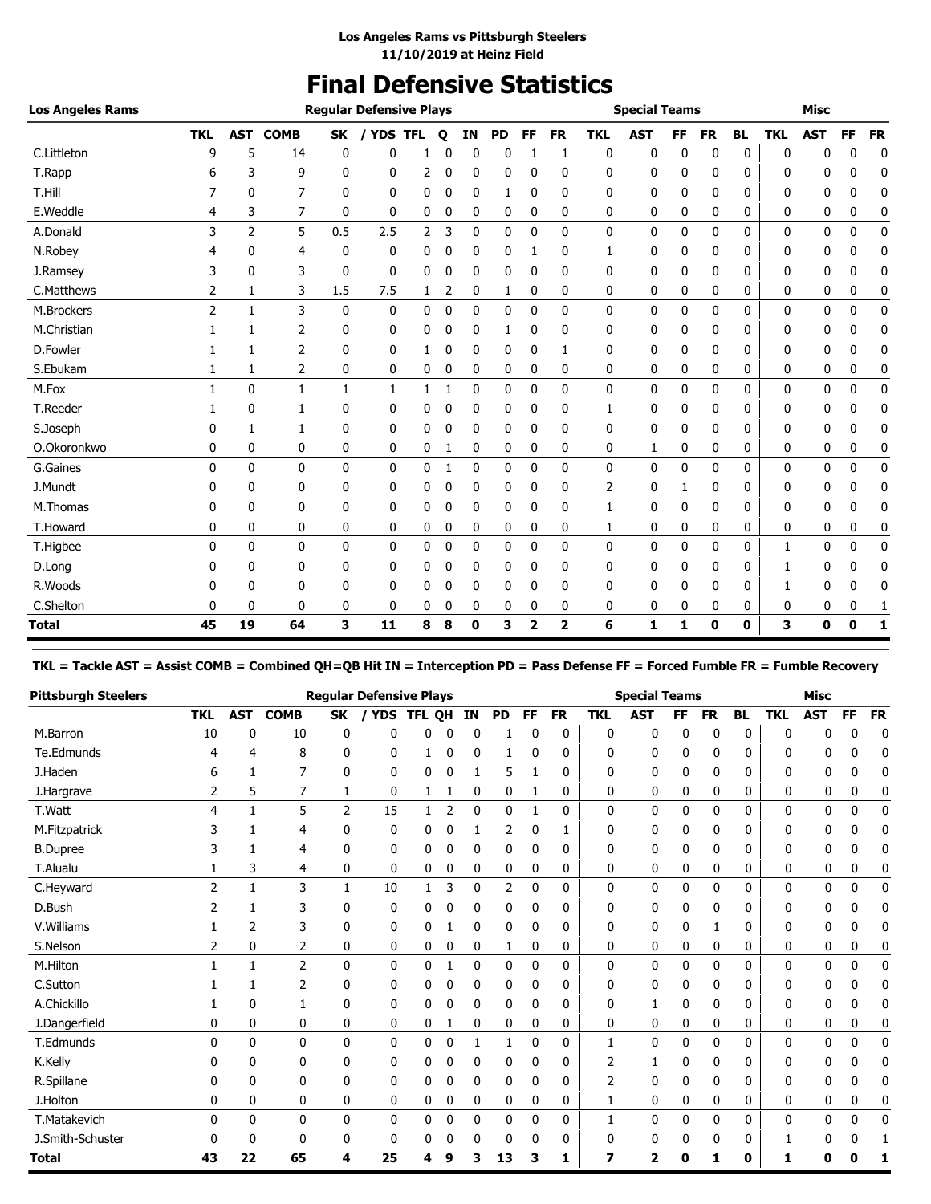**Los Angeles Rams vs Pittsburgh Steelers**
**11/10/2019 at Heinz Field**

# Final Defensive Statistics

| Los Angeles Rams | Regular Defensive Plays | | | | | | | | | | | Special Teams | | | | | Misc | | | |
|---|---|---|---|---|---|---|---|---|---|---|---|---|---|---|---|---|---|---|---|---|
| | TKL | AST | COMB | SK | / YDS | TFL | Q | IN | PD | FF | FR | TKL | AST | FF | FR | BL | TKL | AST | FF | FR |
| C.Littleton | 9 | 5 | 14 | 0 | 0 | 1 | 0 | 0 | 0 | 1 | 1 | 0 | 0 | 0 | 0 | 0 | 0 | 0 | 0 | 0 |
| T.Rapp | 6 | 3 | 9 | 0 | 0 | 2 | 0 | 0 | 0 | 0 | 0 | 0 | 0 | 0 | 0 | 0 | 0 | 0 | 0 | 0 |
| T.Hill | 7 | 0 | 7 | 0 | 0 | 0 | 0 | 0 | 1 | 0 | 0 | 0 | 0 | 0 | 0 | 0 | 0 | 0 | 0 | 0 |
| E.Weddle | 4 | 3 | 7 | 0 | 0 | 0 | 0 | 0 | 0 | 0 | 0 | 0 | 0 | 0 | 0 | 0 | 0 | 0 | 0 | 0 |
| A.Donald | 3 | 2 | 5 | 0.5 | 2.5 | 2 | 3 | 0 | 0 | 0 | 0 | 0 | 0 | 0 | 0 | 0 | 0 | 0 | 0 | 0 |
| N.Robey | 4 | 0 | 4 | 0 | 0 | 0 | 0 | 0 | 0 | 1 | 0 | 1 | 0 | 0 | 0 | 0 | 0 | 0 | 0 | 0 |
| J.Ramsey | 3 | 0 | 3 | 0 | 0 | 0 | 0 | 0 | 0 | 0 | 0 | 0 | 0 | 0 | 0 | 0 | 0 | 0 | 0 | 0 |
| C.Matthews | 2 | 1 | 3 | 1.5 | 7.5 | 1 | 2 | 0 | 1 | 0 | 0 | 0 | 0 | 0 | 0 | 0 | 0 | 0 | 0 | 0 |
| M.Brockers | 2 | 1 | 3 | 0 | 0 | 0 | 0 | 0 | 0 | 0 | 0 | 0 | 0 | 0 | 0 | 0 | 0 | 0 | 0 | 0 |
| M.Christian | 1 | 1 | 2 | 0 | 0 | 0 | 0 | 0 | 1 | 0 | 0 | 0 | 0 | 0 | 0 | 0 | 0 | 0 | 0 | 0 |
| D.Fowler | 1 | 1 | 2 | 0 | 0 | 1 | 0 | 0 | 0 | 0 | 1 | 0 | 0 | 0 | 0 | 0 | 0 | 0 | 0 | 0 |
| S.Ebukam | 1 | 1 | 2 | 0 | 0 | 0 | 0 | 0 | 0 | 0 | 0 | 0 | 0 | 0 | 0 | 0 | 0 | 0 | 0 | 0 |
| M.Fox | 1 | 0 | 1 | 1 | 1 | 1 | 1 | 0 | 0 | 0 | 0 | 0 | 0 | 0 | 0 | 0 | 0 | 0 | 0 | 0 |
| T.Reeder | 1 | 0 | 1 | 0 | 0 | 0 | 0 | 0 | 0 | 0 | 0 | 1 | 0 | 0 | 0 | 0 | 0 | 0 | 0 | 0 |
| S.Joseph | 0 | 1 | 1 | 0 | 0 | 0 | 0 | 0 | 0 | 0 | 0 | 0 | 0 | 0 | 0 | 0 | 0 | 0 | 0 | 0 |
| O.Okoronkwo | 0 | 0 | 0 | 0 | 0 | 0 | 1 | 0 | 0 | 0 | 0 | 0 | 1 | 0 | 0 | 0 | 0 | 0 | 0 | 0 |
| G.Gaines | 0 | 0 | 0 | 0 | 0 | 0 | 1 | 0 | 0 | 0 | 0 | 0 | 0 | 0 | 0 | 0 | 0 | 0 | 0 | 0 |
| J.Mundt | 0 | 0 | 0 | 0 | 0 | 0 | 0 | 0 | 0 | 0 | 0 | 2 | 0 | 1 | 0 | 0 | 0 | 0 | 0 | 0 |
| M.Thomas | 0 | 0 | 0 | 0 | 0 | 0 | 0 | 0 | 0 | 0 | 0 | 1 | 0 | 0 | 0 | 0 | 0 | 0 | 0 | 0 |
| T.Howard | 0 | 0 | 0 | 0 | 0 | 0 | 0 | 0 | 0 | 0 | 0 | 1 | 0 | 0 | 0 | 0 | 0 | 0 | 0 | 0 |
| T.Higbee | 0 | 0 | 0 | 0 | 0 | 0 | 0 | 0 | 0 | 0 | 0 | 0 | 0 | 0 | 0 | 0 | 1 | 0 | 0 | 0 |
| D.Long | 0 | 0 | 0 | 0 | 0 | 0 | 0 | 0 | 0 | 0 | 0 | 0 | 0 | 0 | 0 | 0 | 1 | 0 | 0 | 0 |
| R.Woods | 0 | 0 | 0 | 0 | 0 | 0 | 0 | 0 | 0 | 0 | 0 | 0 | 0 | 0 | 0 | 0 | 1 | 0 | 0 | 0 |
| C.Shelton | 0 | 0 | 0 | 0 | 0 | 0 | 0 | 0 | 0 | 0 | 0 | 0 | 0 | 0 | 0 | 0 | 0 | 0 | 0 | 1 |
| **Total** | **45** | **19** | **64** | **3** | **11** | **8** | **8** | **0** | **3** | **2** | **2** | **6** | **1** | **1** | **0** | **0** | **3** | **0** | **0** | **1** |

**TKL = Tackle AST = Assist COMB = Combined QH=QB Hit IN = Interception PD = Pass Defense FF = Forced Fumble FR = Fumble Recovery**

| Pittsburgh Steelers | Regular Defensive Plays | | | | | | | | | | | Special Teams | | | | | Misc | | | |
|---|---|---|---|---|---|---|---|---|---|---|---|---|---|---|---|---|---|---|---|---|
| | TKL | AST | COMB | SK | / YDS | TFL | QH | IN | PD | FF | FR | TKL | AST | FF | FR | BL | TKL | AST | FF | FR |
| M.Barron | 10 | 0 | 10 | 0 | 0 | 0 | 0 | 0 | 1 | 0 | 0 | 0 | 0 | 0 | 0 | 0 | 0 | 0 | 0 | 0 |
| Te.Edmunds | 4 | 4 | 8 | 0 | 0 | 1 | 0 | 0 | 1 | 0 | 0 | 0 | 0 | 0 | 0 | 0 | 0 | 0 | 0 | 0 |
| J.Haden | 6 | 1 | 7 | 0 | 0 | 0 | 0 | 1 | 5 | 1 | 0 | 0 | 0 | 0 | 0 | 0 | 0 | 0 | 0 | 0 |
| J.Hargrave | 2 | 5 | 7 | 1 | 0 | 1 | 1 | 0 | 0 | 1 | 0 | 0 | 0 | 0 | 0 | 0 | 0 | 0 | 0 | 0 |
| T.Watt | 4 | 1 | 5 | 2 | 15 | 1 | 2 | 0 | 0 | 1 | 0 | 0 | 0 | 0 | 0 | 0 | 0 | 0 | 0 | 0 |
| M.Fitzpatrick | 3 | 1 | 4 | 0 | 0 | 0 | 0 | 1 | 2 | 0 | 1 | 0 | 0 | 0 | 0 | 0 | 0 | 0 | 0 | 0 |
| B.Dupree | 3 | 1 | 4 | 0 | 0 | 0 | 0 | 0 | 0 | 0 | 0 | 0 | 0 | 0 | 0 | 0 | 0 | 0 | 0 | 0 |
| T.Alualu | 1 | 3 | 4 | 0 | 0 | 0 | 0 | 0 | 0 | 0 | 0 | 0 | 0 | 0 | 0 | 0 | 0 | 0 | 0 | 0 |
| C.Heyward | 2 | 1 | 3 | 1 | 10 | 1 | 3 | 0 | 2 | 0 | 0 | 0 | 0 | 0 | 0 | 0 | 0 | 0 | 0 | 0 |
| D.Bush | 2 | 1 | 3 | 0 | 0 | 0 | 0 | 0 | 0 | 0 | 0 | 0 | 0 | 0 | 0 | 0 | 0 | 0 | 0 | 0 |
| V.Williams | 1 | 2 | 3 | 0 | 0 | 0 | 1 | 0 | 0 | 0 | 0 | 0 | 0 | 0 | 1 | 0 | 0 | 0 | 0 | 0 |
| S.Nelson | 2 | 0 | 2 | 0 | 0 | 0 | 0 | 0 | 1 | 0 | 0 | 0 | 0 | 0 | 0 | 0 | 0 | 0 | 0 | 0 |
| M.Hilton | 1 | 1 | 2 | 0 | 0 | 0 | 1 | 0 | 0 | 0 | 0 | 0 | 0 | 0 | 0 | 0 | 0 | 0 | 0 | 0 |
| C.Sutton | 1 | 1 | 2 | 0 | 0 | 0 | 0 | 0 | 0 | 0 | 0 | 0 | 0 | 0 | 0 | 0 | 0 | 0 | 0 | 0 |
| A.Chickillo | 1 | 0 | 1 | 0 | 0 | 0 | 0 | 0 | 0 | 0 | 0 | 0 | 1 | 0 | 0 | 0 | 0 | 0 | 0 | 0 |
| J.Dangerfield | 0 | 0 | 0 | 0 | 0 | 0 | 1 | 0 | 0 | 0 | 0 | 0 | 0 | 0 | 0 | 0 | 0 | 0 | 0 | 0 |
| T.Edmunds | 0 | 0 | 0 | 0 | 0 | 0 | 0 | 1 | 1 | 0 | 0 | 1 | 0 | 0 | 0 | 0 | 0 | 0 | 0 | 0 |
| K.Kelly | 0 | 0 | 0 | 0 | 0 | 0 | 0 | 0 | 0 | 0 | 0 | 2 | 1 | 0 | 0 | 0 | 0 | 0 | 0 | 0 |
| R.Spillane | 0 | 0 | 0 | 0 | 0 | 0 | 0 | 0 | 0 | 0 | 0 | 2 | 0 | 0 | 0 | 0 | 0 | 0 | 0 | 0 |
| J.Holton | 0 | 0 | 0 | 0 | 0 | 0 | 0 | 0 | 0 | 0 | 0 | 1 | 0 | 0 | 0 | 0 | 0 | 0 | 0 | 0 |
| T.Matakevich | 0 | 0 | 0 | 0 | 0 | 0 | 0 | 0 | 0 | 0 | 0 | 1 | 0 | 0 | 0 | 0 | 0 | 0 | 0 | 0 |
| J.Smith-Schuster | 0 | 0 | 0 | 0 | 0 | 0 | 0 | 0 | 0 | 0 | 0 | 0 | 0 | 0 | 0 | 0 | 1 | 0 | 0 | 1 |
| **Total** | **43** | **22** | **65** | **4** | **25** | **4** | **9** | **3** | **13** | **3** | **1** | **7** | **2** | **0** | **1** | **0** | **1** | **0** | **0** | **1** |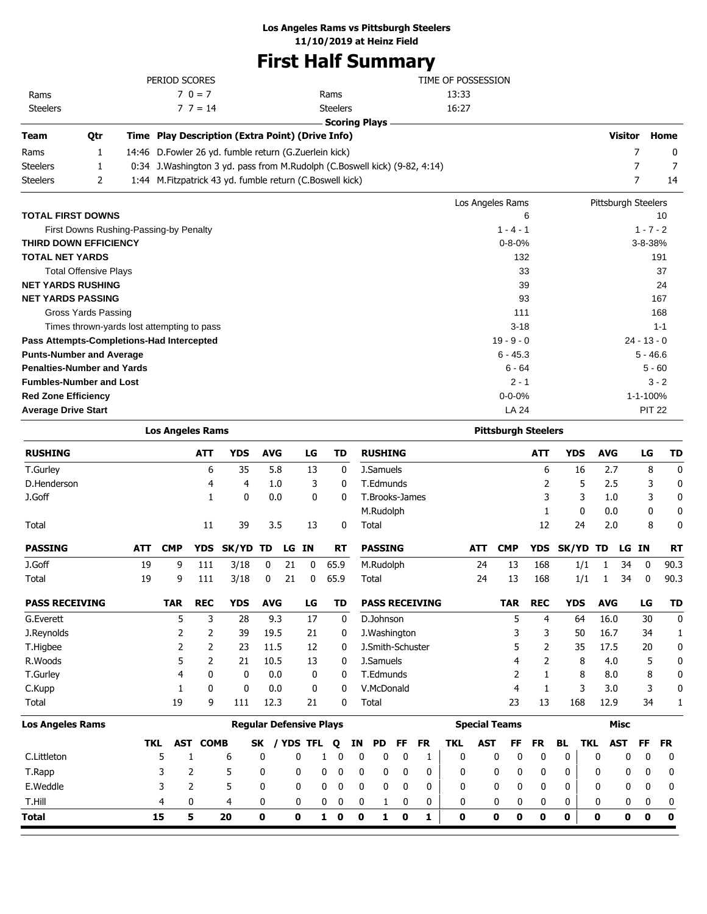**Los Angeles Rams vs Pittsburgh Steelers**
**11/10/2019 at Heinz Field**

# First Half Summary

| PERIOD SCORES | | | | |
|---|---|---|---|---|
| Rams | 7 | 0 | = | 7 |
| Steelers | 7 | 7 | = | 14 |

| TIME OF POSSESSION | |
|---|---|
| Rams | 13:33 |
| Steelers | 16:27 |

## Scoring Plays

| Team | Qtr | Time | Play Description (Extra Point) (Drive Info) | Visitor | Home |
|---|---|---|---|---|---|
| Rams | 1 | 14:46 | D.Fowler 26 yd. fumble return (G.Zuerlein kick) | 7 | 0 |
| Steelers | 1 | 0:34 | J.Washington 3 yd. pass from M.Rudolph (C.Boswell kick) (9-82, 4:14) | 7 | 7 |
| Steelers | 2 | 1:44 | M.Fitzpatrick 43 yd. fumble return (C.Boswell kick) | 7 | 14 |

| | Los Angeles Rams | Pittsburgh Steelers |
|---|---|---|
| **TOTAL FIRST DOWNS** | 6 | 10 |
| First Downs Rushing-Passing-by Penalty | 1 - 4 - 1 | 1 - 7 - 2 |
| **THIRD DOWN EFFICIENCY** | 0-8-0% | 3-8-38% |
| **TOTAL NET YARDS** | 132 | 191 |
| Total Offensive Plays | 33 | 37 |
| **NET YARDS RUSHING** | 39 | 24 |
| **NET YARDS PASSING** | 93 | 167 |
| Gross Yards Passing | 111 | 168 |
| Times thrown-yards lost attempting to pass | 3-18 | 1-1 |
| **Pass Attempts-Completions-Had Intercepted** | 19 - 9 - 0 | 24 - 13 - 0 |
| **Punts-Number and Average** | 6 - 45.3 | 5 - 46.6 |
| **Penalties-Number and Yards** | 6 - 64 | 5 - 60 |
| **Fumbles-Number and Lost** | 2 - 1 | 3 - 2 |
| **Red Zone Efficiency** | 0-0-0% | 1-1-100% |
| **Average Drive Start** | LA 24 | PIT 22 |

## Los Angeles Rams

| RUSHING | ATT | YDS | AVG | LG | TD |
|---|---|---|---|---|---|
| T.Gurley | 6 | 35 | 5.8 | 13 | 0 |
| D.Henderson | 4 | 4 | 1.0 | 3 | 0 |
| J.Goff | 1 | 0 | 0.0 | 0 | 0 |
| Total | 11 | 39 | 3.5 | 13 | 0 |

| PASSING | ATT | CMP | YDS | SK/YD | TD | LG | IN | RT |
|---|---|---|---|---|---|---|---|---|
| J.Goff | 19 | 9 | 111 | 3/18 | 0 | 21 | 0 | 65.9 |
| Total | 19 | 9 | 111 | 3/18 | 0 | 21 | 0 | 65.9 |

| PASS RECEIVING | TAR | REC | YDS | AVG | LG | TD |
|---|---|---|---|---|---|---|
| G.Everett | 5 | 3 | 28 | 9.3 | 17 | 0 |
| J.Reynolds | 2 | 2 | 39 | 19.5 | 21 | 0 |
| T.Higbee | 2 | 2 | 23 | 11.5 | 12 | 0 |
| R.Woods | 5 | 2 | 21 | 10.5 | 13 | 0 |
| T.Gurley | 4 | 0 | 0 | 0.0 | 0 | 0 |
| C.Kupp | 1 | 0 | 0 | 0.0 | 0 | 0 |
| Total | 19 | 9 | 111 | 12.3 | 21 | 0 |

## Pittsburgh Steelers

| RUSHING | ATT | YDS | AVG | LG | TD |
|---|---|---|---|---|---|
| J.Samuels | 6 | 16 | 2.7 | 8 | 0 |
| T.Edmunds | 2 | 5 | 2.5 | 3 | 0 |
| T.Brooks-James | 3 | 3 | 1.0 | 3 | 0 |
| M.Rudolph | 1 | 0 | 0.0 | 0 | 0 |
| Total | 12 | 24 | 2.0 | 8 | 0 |

| PASSING | ATT | CMP | YDS | SK/YD | TD | LG | IN | RT |
|---|---|---|---|---|---|---|---|---|
| M.Rudolph | 24 | 13 | 168 | 1/1 | 1 | 34 | 0 | 90.3 |
| Total | 24 | 13 | 168 | 1/1 | 1 | 34 | 0 | 90.3 |

| PASS RECEIVING | TAR | REC | YDS | AVG | LG | TD |
|---|---|---|---|---|---|---|
| D.Johnson | 5 | 4 | 64 | 16.0 | 30 | 0 |
| J.Washington | 3 | 3 | 50 | 16.7 | 34 | 1 |
| J.Smith-Schuster | 5 | 2 | 35 | 17.5 | 20 | 0 |
| J.Samuels | 4 | 2 | 8 | 4.0 | 5 | 0 |
| T.Edmunds | 2 | 1 | 8 | 8.0 | 8 | 0 |
| V.McDonald | 4 | 1 | 3 | 3.0 | 3 | 0 |
| Total | 23 | 13 | 168 | 12.9 | 34 | 1 |

## Los Angeles Rams Defense

| | Regular Defensive Plays | | | | | | | | | | | | Special Teams | | | | | Misc | | | |
|---|---|---|---|---|---|---|---|---|---|---|---|---|---|---|---|---|---|---|---|---|---|
| | TKL | AST | COMB | SK | / YDS | TFL | Q | IN | PD | FF | FR | TKL | AST | FF | FR | BL | TKL | AST | FF | FR |
| C.Littleton | 5 | 1 | 6 | 0 | 0 | 1 | 0 | 0 | 0 | 0 | 1 | 0 | 0 | 0 | 0 | 0 | 0 | 0 | 0 | 0 |
| T.Rapp | 3 | 2 | 5 | 0 | 0 | 0 | 0 | 0 | 0 | 0 | 0 | 0 | 0 | 0 | 0 | 0 | 0 | 0 | 0 | 0 |
| E.Weddle | 3 | 2 | 5 | 0 | 0 | 0 | 0 | 0 | 0 | 0 | 0 | 0 | 0 | 0 | 0 | 0 | 0 | 0 | 0 | 0 |
| T.Hill | 4 | 0 | 4 | 0 | 0 | 0 | 0 | 0 | 1 | 0 | 0 | 0 | 0 | 0 | 0 | 0 | 0 | 0 | 0 | 0 |
| **Total** | **15** | **5** | **20** | **0** | **0** | **1** | **0** | **0** | **1** | **0** | **1** | **0** | **0** | **0** | **0** | **0** | **0** | **0** | **0** | **0** |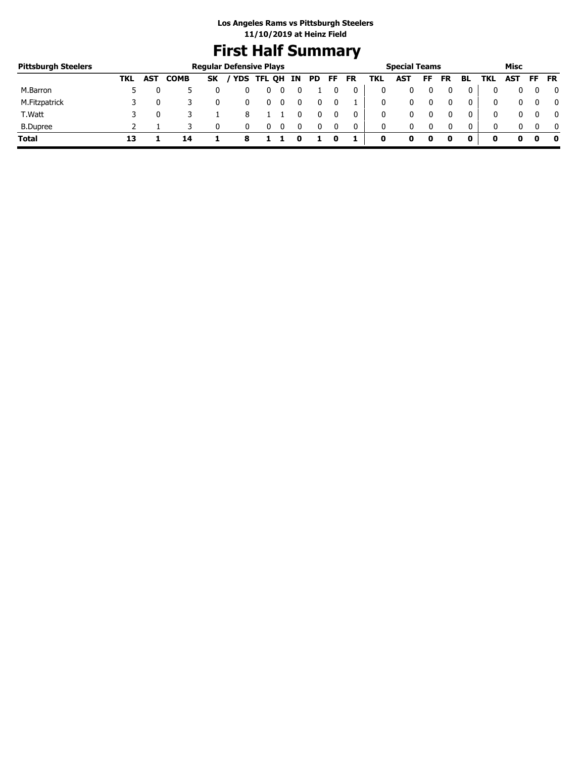**Los Angeles Rams vs Pittsburgh Steelers**
**11/10/2019 at Heinz Field**

# First Half Summary

| Pittsburgh Steelers | Regular Defensive Plays | | | | | | | | | | | Special Teams | | | | | Misc | | | |
|---|---|---|---|---|---|---|---|---|---|---|---|---|---|---|---|---|---|---|---|---|
| | TKL | AST | COMB | SK | / YDS | TFL | QH | IN | PD | FF | FR | TKL | AST | FF | FR | BL | TKL | AST | FF | FR |
| M.Barron | 5 | 0 | 5 | 0 | 0 | 0 | 0 | 0 | 1 | 0 | 0 | 0 | 0 | 0 | 0 | 0 | 0 | 0 | 0 | 0 |
| M.Fitzpatrick | 3 | 0 | 3 | 0 | 0 | 0 | 0 | 0 | 0 | 0 | 1 | 0 | 0 | 0 | 0 | 0 | 0 | 0 | 0 | 0 |
| T.Watt | 3 | 0 | 3 | 1 | 8 | 1 | 1 | 0 | 0 | 0 | 0 | 0 | 0 | 0 | 0 | 0 | 0 | 0 | 0 | 0 |
| B.Dupree | 2 | 1 | 3 | 0 | 0 | 0 | 0 | 0 | 0 | 0 | 0 | 0 | 0 | 0 | 0 | 0 | 0 | 0 | 0 | 0 |
| **Total** | **13** | **1** | **14** | **1** | **8** | **1** | **1** | **0** | **1** | **0** | **1** | **0** | **0** | **0** | **0** | **0** | **0** | **0** | **0** | **0** |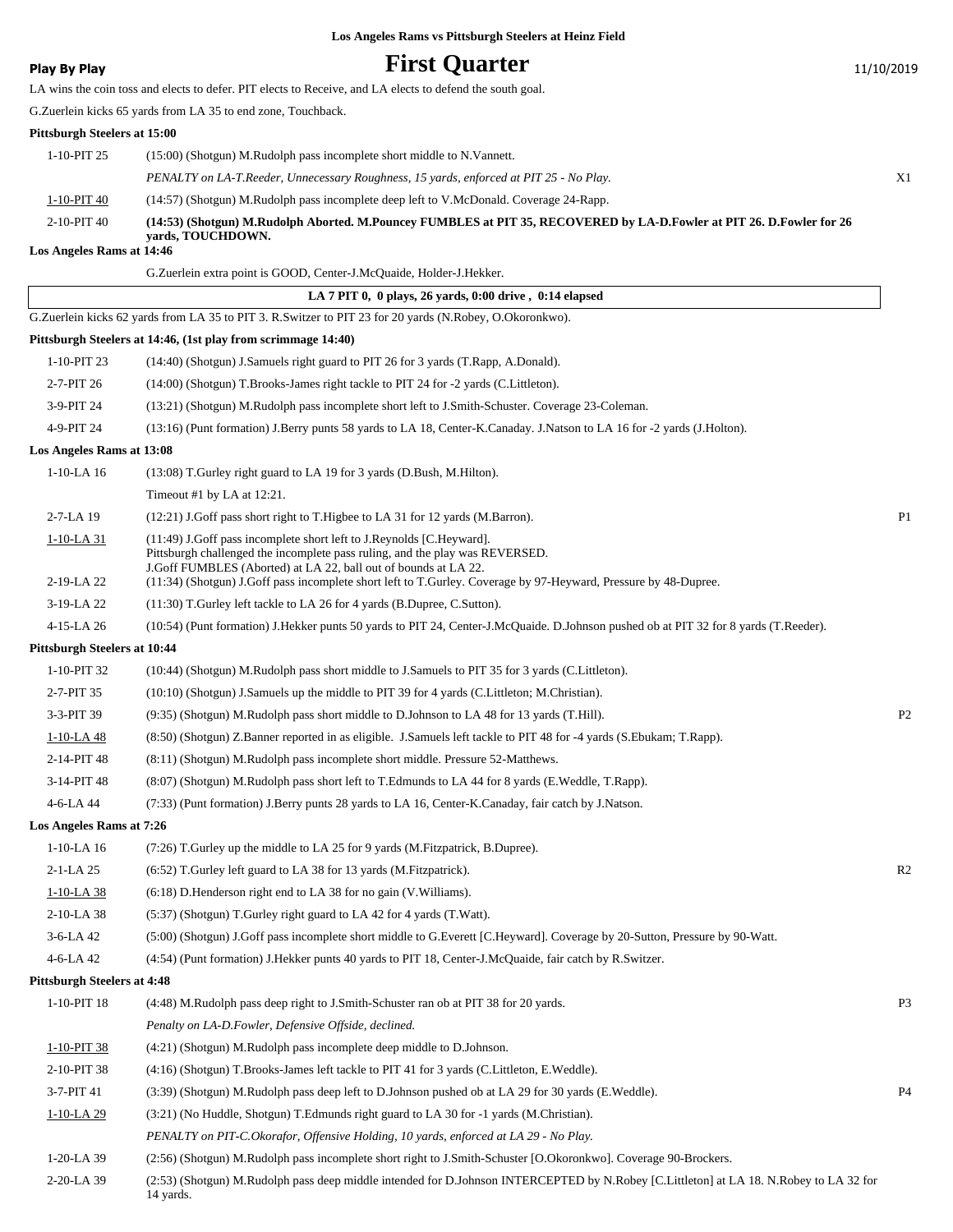**Los Angeles Rams vs Pittsburgh Steelers at Heinz Field**

**Play By Play**

# First Quarter

11/10/2019

LA wins the coin toss and elects to defer. PIT elects to Receive, and LA elects to defend the south goal.

G.Zuerlein kicks 65 yards from LA 35 to end zone, Touchback.

**Pittsburgh Steelers at 15:00**

| Down | Play | |
|---|---|---|
| 1-10-PIT 25 | (15:00) (Shotgun) M.Rudolph pass incomplete short middle to N.Vannett. | |
| | *PENALTY on LA-T.Reeder, Unnecessary Roughness, 15 yards, enforced at PIT 25 - No Play.* | X1 |
| 1-10-PIT 40 | (14:57) (Shotgun) M.Rudolph pass incomplete deep left to V.McDonald. Coverage 24-Rapp. | |
| 2-10-PIT 40 | **(14:53) (Shotgun) M.Rudolph Aborted. M.Pouncey FUMBLES at PIT 35, RECOVERED by LA-D.Fowler at PIT 26. D.Fowler for 26 yards, TOUCHDOWN.** | |

**Los Angeles Rams at 14:46**

G.Zuerlein extra point is GOOD, Center-J.McQuaide, Holder-J.Hekker.

**LA 7 PIT 0, 0 plays, 26 yards, 0:00 drive , 0:14 elapsed**

G.Zuerlein kicks 62 yards from LA 35 to PIT 3. R.Switzer to PIT 23 for 20 yards (N.Robey, O.Okoronkwo).

**Pittsburgh Steelers at 14:46, (1st play from scrimmage 14:40)**

| Down | Play | |
|---|---|---|
| 1-10-PIT 23 | (14:40) (Shotgun) J.Samuels right guard to PIT 26 for 3 yards (T.Rapp, A.Donald). | |
| 2-7-PIT 26 | (14:00) (Shotgun) T.Brooks-James right tackle to PIT 24 for -2 yards (C.Littleton). | |
| 3-9-PIT 24 | (13:21) (Shotgun) M.Rudolph pass incomplete short left to J.Smith-Schuster. Coverage 23-Coleman. | |
| 4-9-PIT 24 | (13:16) (Punt formation) J.Berry punts 58 yards to LA 18, Center-K.Canaday. J.Natson to LA 16 for -2 yards (J.Holton). | |

**Los Angeles Rams at 13:08**

| Down | Play | |
|---|---|---|
| 1-10-LA 16 | (13:08) T.Gurley right guard to LA 19 for 3 yards (D.Bush, M.Hilton). | |
| | Timeout #1 by LA at 12:21. | |
| 2-7-LA 19 | (12:21) J.Goff pass short right to T.Higbee to LA 31 for 12 yards (M.Barron). | P1 |
| 1-10-LA 31 | (11:49) J.Goff pass incomplete short left to J.Reynolds [C.Heyward]. Pittsburgh challenged the incomplete pass ruling, and the play was REVERSED. J.Goff FUMBLES (Aborted) at LA 22, ball out of bounds at LA 22. | |
| 2-19-LA 22 | (11:34) (Shotgun) J.Goff pass incomplete short left to T.Gurley. Coverage by 97-Heyward, Pressure by 48-Dupree. | |
| 3-19-LA 22 | (11:30) T.Gurley left tackle to LA 26 for 4 yards (B.Dupree, C.Sutton). | |
| 4-15-LA 26 | (10:54) (Punt formation) J.Hekker punts 50 yards to PIT 24, Center-J.McQuaide. D.Johnson pushed ob at PIT 32 for 8 yards (T.Reeder). | |

**Pittsburgh Steelers at 10:44**

| Down | Play | |
|---|---|---|
| 1-10-PIT 32 | (10:44) (Shotgun) M.Rudolph pass short middle to J.Samuels to PIT 35 for 3 yards (C.Littleton). | |
| 2-7-PIT 35 | (10:10) (Shotgun) J.Samuels up the middle to PIT 39 for 4 yards (C.Littleton; M.Christian). | |
| 3-3-PIT 39 | (9:35) (Shotgun) M.Rudolph pass short middle to D.Johnson to LA 48 for 13 yards (T.Hill). | P2 |
| 1-10-LA 48 | (8:50) (Shotgun) Z.Banner reported in as eligible. J.Samuels left tackle to PIT 48 for -4 yards (S.Ebukam; T.Rapp). | |
| 2-14-PIT 48 | (8:11) (Shotgun) M.Rudolph pass incomplete short middle. Pressure 52-Matthews. | |
| 3-14-PIT 48 | (8:07) (Shotgun) M.Rudolph pass short left to T.Edmunds to LA 44 for 8 yards (E.Weddle, T.Rapp). | |
| 4-6-LA 44 | (7:33) (Punt formation) J.Berry punts 28 yards to LA 16, Center-K.Canaday, fair catch by J.Natson. | |

**Los Angeles Rams at 7:26**

| Down | Play | |
|---|---|---|
| 1-10-LA 16 | (7:26) T.Gurley up the middle to LA 25 for 9 yards (M.Fitzpatrick, B.Dupree). | |
| 2-1-LA 25 | (6:52) T.Gurley left guard to LA 38 for 13 yards (M.Fitzpatrick). | R2 |
| 1-10-LA 38 | (6:18) D.Henderson right end to LA 38 for no gain (V.Williams). | |
| 2-10-LA 38 | (5:37) (Shotgun) T.Gurley right guard to LA 42 for 4 yards (T.Watt). | |
| 3-6-LA 42 | (5:00) (Shotgun) J.Goff pass incomplete short middle to G.Everett [C.Heyward]. Coverage by 20-Sutton, Pressure by 90-Watt. | |
| 4-6-LA 42 | (4:54) (Punt formation) J.Hekker punts 40 yards to PIT 18, Center-J.McQuaide, fair catch by R.Switzer. | |

**Pittsburgh Steelers at 4:48**

| Down | Play | |
|---|---|---|
| 1-10-PIT 18 | (4:48) M.Rudolph pass deep right to J.Smith-Schuster ran ob at PIT 38 for 20 yards. | P3 |
| | *Penalty on LA-D.Fowler, Defensive Offside, declined.* | |
| 1-10-PIT 38 | (4:21) (Shotgun) M.Rudolph pass incomplete deep middle to D.Johnson. | |
| 2-10-PIT 38 | (4:16) (Shotgun) T.Brooks-James left tackle to PIT 41 for 3 yards (C.Littleton, E.Weddle). | |
| 3-7-PIT 41 | (3:39) (Shotgun) M.Rudolph pass deep left to D.Johnson pushed ob at LA 29 for 30 yards (E.Weddle). | P4 |
| 1-10-LA 29 | (3:21) (No Huddle, Shotgun) T.Edmunds right guard to LA 30 for -1 yards (M.Christian). | |
| | *PENALTY on PIT-C.Okorafor, Offensive Holding, 10 yards, enforced at LA 29 - No Play.* | |
| 1-20-LA 39 | (2:56) (Shotgun) M.Rudolph pass incomplete short right to J.Smith-Schuster [O.Okoronkwo]. Coverage 90-Brockers. | |
| 2-20-LA 39 | (2:53) (Shotgun) M.Rudolph pass deep middle intended for D.Johnson INTERCEPTED by N.Robey [C.Littleton] at LA 18. N.Robey to LA 32 for 14 yards. | |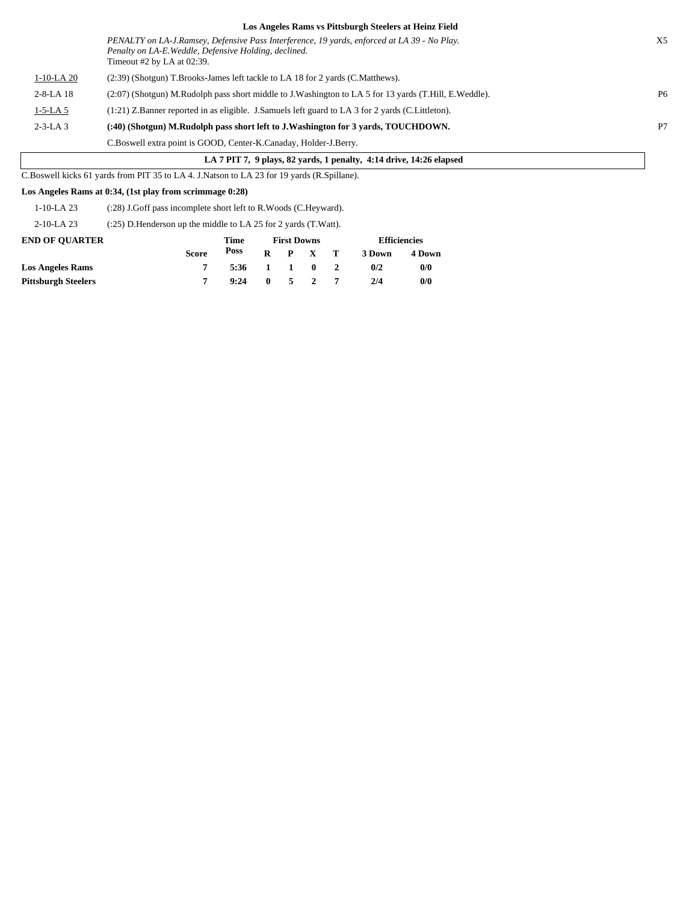**Los Angeles Rams vs Pittsburgh Steelers at Heinz Field**

| | | |
|---|---|---|
| | *PENALTY on LA-J.Ramsey, Defensive Pass Interference, 19 yards, enforced at LA 39 - No Play.* *Penalty on LA-E.Weddle, Defensive Holding, declined.* Timeout #2 by LA at 02:39. | X5 |
| 1-10-LA 20 | (2:39) (Shotgun) T.Brooks-James left tackle to LA 18 for 2 yards (C.Matthews). | |
| 2-8-LA 18 | (2:07) (Shotgun) M.Rudolph pass short middle to J.Washington to LA 5 for 13 yards (T.Hill, E.Weddle). | P6 |
| 1-5-LA 5 | (1:21) Z.Banner reported in as eligible. J.Samuels left guard to LA 3 for 2 yards (C.Littleton). | |
| 2-3-LA 3 | **(:40) (Shotgun) M.Rudolph pass short left to J.Washington for 3 yards, TOUCHDOWN.** | P7 |
| | C.Boswell extra point is GOOD, Center-K.Canaday, Holder-J.Berry. | |

**LA 7 PIT 7, 9 plays, 82 yards, 1 penalty, 4:14 drive, 14:26 elapsed**

C.Boswell kicks 61 yards from PIT 35 to LA 4. J.Natson to LA 23 for 19 yards (R.Spillane).

**Los Angeles Rams at 0:34, (1st play from scrimmage 0:28)**

| | |
|---|---|
| 1-10-LA 23 | (:28) J.Goff pass incomplete short left to R.Woods (C.Heyward). |
| 2-10-LA 23 | (:25) D.Henderson up the middle to LA 25 for 2 yards (T.Watt). |

| END OF QUARTER | Score | Time Poss | First Downs R | P | X | T | Efficiencies 3 Down | 4 Down |
|---|---|---|---|---|---|---|---|---|
| **Los Angeles Rams** | 7 | 5:36 | 1 | 1 | 0 | 2 | 0/2 | 0/0 |
| **Pittsburgh Steelers** | 7 | 9:24 | 0 | 5 | 2 | 7 | 2/4 | 0/0 |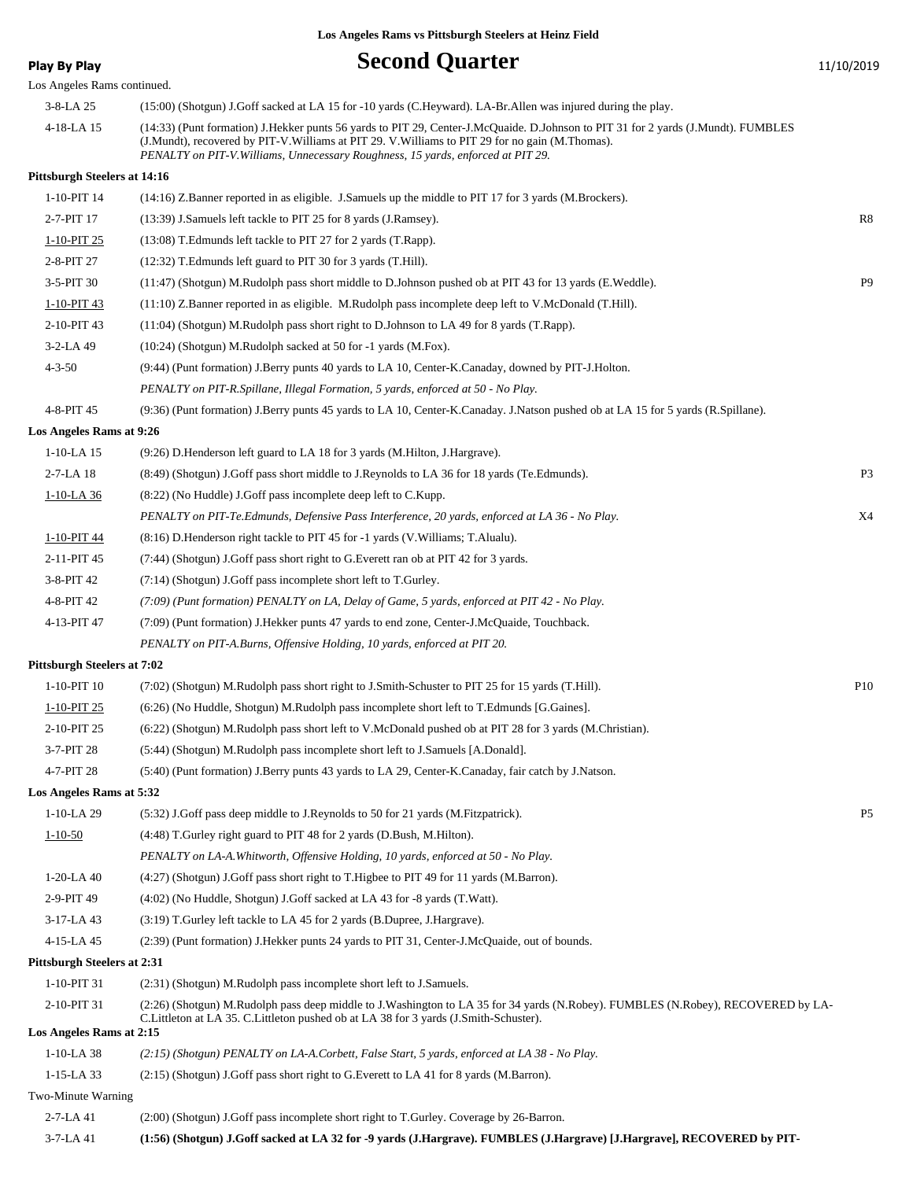Los Angeles Rams vs Pittsburgh Steelers at Heinz Field

**Play By Play**

# Second Quarter

11/10/2019

Los Angeles Rams continued.

| Down | Play | |
|---|---|---|
| 3-8-LA 25 | (15:00) (Shotgun) J.Goff sacked at LA 15 for -10 yards (C.Heyward). LA-Br.Allen was injured during the play. | |
| 4-18-LA 15 | (14:33) (Punt formation) J.Hekker punts 56 yards to PIT 29, Center-J.McQuaide. D.Johnson to PIT 31 for 2 yards (J.Mundt). FUMBLES (J.Mundt), recovered by PIT-V.Williams at PIT 29. V.Williams to PIT 29 for no gain (M.Thomas). *PENALTY on PIT-V.Williams, Unnecessary Roughness, 15 yards, enforced at PIT 29.* | |
| **Pittsburgh Steelers at 14:16** | | |
| 1-10-PIT 14 | (14:16) Z.Banner reported in as eligible. J.Samuels up the middle to PIT 17 for 3 yards (M.Brockers). | |
| 2-7-PIT 17 | (13:39) J.Samuels left tackle to PIT 25 for 8 yards (J.Ramsey). | R8 |
| 1-10-PIT 25 | (13:08) T.Edmunds left tackle to PIT 27 for 2 yards (T.Rapp). | |
| 2-8-PIT 27 | (12:32) T.Edmunds left guard to PIT 30 for 3 yards (T.Hill). | |
| 3-5-PIT 30 | (11:47) (Shotgun) M.Rudolph pass short middle to D.Johnson pushed ob at PIT 43 for 13 yards (E.Weddle). | P9 |
| 1-10-PIT 43 | (11:10) Z.Banner reported in as eligible. M.Rudolph pass incomplete deep left to V.McDonald (T.Hill). | |
| 2-10-PIT 43 | (11:04) (Shotgun) M.Rudolph pass short right to D.Johnson to LA 49 for 8 yards (T.Rapp). | |
| 3-2-LA 49 | (10:24) (Shotgun) M.Rudolph sacked at 50 for -1 yards (M.Fox). | |
| 4-3-50 | (9:44) (Punt formation) J.Berry punts 40 yards to LA 10, Center-K.Canaday, downed by PIT-J.Holton. | |
| | *PENALTY on PIT-R.Spillane, Illegal Formation, 5 yards, enforced at 50 - No Play.* | |
| 4-8-PIT 45 | (9:36) (Punt formation) J.Berry punts 45 yards to LA 10, Center-K.Canaday. J.Natson pushed ob at LA 15 for 5 yards (R.Spillane). | |
| **Los Angeles Rams at 9:26** | | |
| 1-10-LA 15 | (9:26) D.Henderson left guard to LA 18 for 3 yards (M.Hilton, J.Hargrave). | |
| 2-7-LA 18 | (8:49) (Shotgun) J.Goff pass short middle to J.Reynolds to LA 36 for 18 yards (Te.Edmunds). | P3 |
| 1-10-LA 36 | (8:22) (No Huddle) J.Goff pass incomplete deep left to C.Kupp. | |
| | *PENALTY on PIT-Te.Edmunds, Defensive Pass Interference, 20 yards, enforced at LA 36 - No Play.* | X4 |
| 1-10-PIT 44 | (8:16) D.Henderson right tackle to PIT 45 for -1 yards (V.Williams; T.Alualu). | |
| 2-11-PIT 45 | (7:44) (Shotgun) J.Goff pass short right to G.Everett ran ob at PIT 42 for 3 yards. | |
| 3-8-PIT 42 | (7:14) (Shotgun) J.Goff pass incomplete short left to T.Gurley. | |
| 4-8-PIT 42 | *(7:09) (Punt formation) PENALTY on LA, Delay of Game, 5 yards, enforced at PIT 42 - No Play.* | |
| 4-13-PIT 47 | (7:09) (Punt formation) J.Hekker punts 47 yards to end zone, Center-J.McQuaide, Touchback. | |
| | *PENALTY on PIT-A.Burns, Offensive Holding, 10 yards, enforced at PIT 20.* | |
| **Pittsburgh Steelers at 7:02** | | |
| 1-10-PIT 10 | (7:02) (Shotgun) M.Rudolph pass short right to J.Smith-Schuster to PIT 25 for 15 yards (T.Hill). | P10 |
| 1-10-PIT 25 | (6:26) (No Huddle, Shotgun) M.Rudolph pass incomplete short left to T.Edmunds [G.Gaines]. | |
| 2-10-PIT 25 | (6:22) (Shotgun) M.Rudolph pass short left to V.McDonald pushed ob at PIT 28 for 3 yards (M.Christian). | |
| 3-7-PIT 28 | (5:44) (Shotgun) M.Rudolph pass incomplete short left to J.Samuels [A.Donald]. | |
| 4-7-PIT 28 | (5:40) (Punt formation) J.Berry punts 43 yards to LA 29, Center-K.Canaday, fair catch by J.Natson. | |
| **Los Angeles Rams at 5:32** | | |
| 1-10-LA 29 | (5:32) J.Goff pass deep middle to J.Reynolds to 50 for 21 yards (M.Fitzpatrick). | P5 |
| 1-10-50 | (4:48) T.Gurley right guard to PIT 48 for 2 yards (D.Bush, M.Hilton). | |
| | *PENALTY on LA-A.Whitworth, Offensive Holding, 10 yards, enforced at 50 - No Play.* | |
| 1-20-LA 40 | (4:27) (Shotgun) J.Goff pass short right to T.Higbee to PIT 49 for 11 yards (M.Barron). | |
| 2-9-PIT 49 | (4:02) (No Huddle, Shotgun) J.Goff sacked at LA 43 for -8 yards (T.Watt). | |
| 3-17-LA 43 | (3:19) T.Gurley left tackle to LA 45 for 2 yards (B.Dupree, J.Hargrave). | |
| 4-15-LA 45 | (2:39) (Punt formation) J.Hekker punts 24 yards to PIT 31, Center-J.McQuaide, out of bounds. | |
| **Pittsburgh Steelers at 2:31** | | |
| 1-10-PIT 31 | (2:31) (Shotgun) M.Rudolph pass incomplete short left to J.Samuels. | |
| 2-10-PIT 31 | (2:26) (Shotgun) M.Rudolph pass deep middle to J.Washington to LA 35 for 34 yards (N.Robey). FUMBLES (N.Robey), RECOVERED by LA-C.Littleton at LA 35. C.Littleton pushed ob at LA 38 for 3 yards (J.Smith-Schuster). | |
| **Los Angeles Rams at 2:15** | | |
| 1-10-LA 38 | *(2:15) (Shotgun) PENALTY on LA-A.Corbett, False Start, 5 yards, enforced at LA 38 - No Play.* | |
| 1-15-LA 33 | (2:15) (Shotgun) J.Goff pass short right to G.Everett to LA 41 for 8 yards (M.Barron). | |
| Two-Minute Warning | | |
| 2-7-LA 41 | (2:00) (Shotgun) J.Goff pass incomplete short right to T.Gurley. Coverage by 26-Barron. | |
| 3-7-LA 41 | **(1:56) (Shotgun) J.Goff sacked at LA 32 for -9 yards (J.Hargrave). FUMBLES (J.Hargrave) [J.Hargrave], RECOVERED by PIT-** | |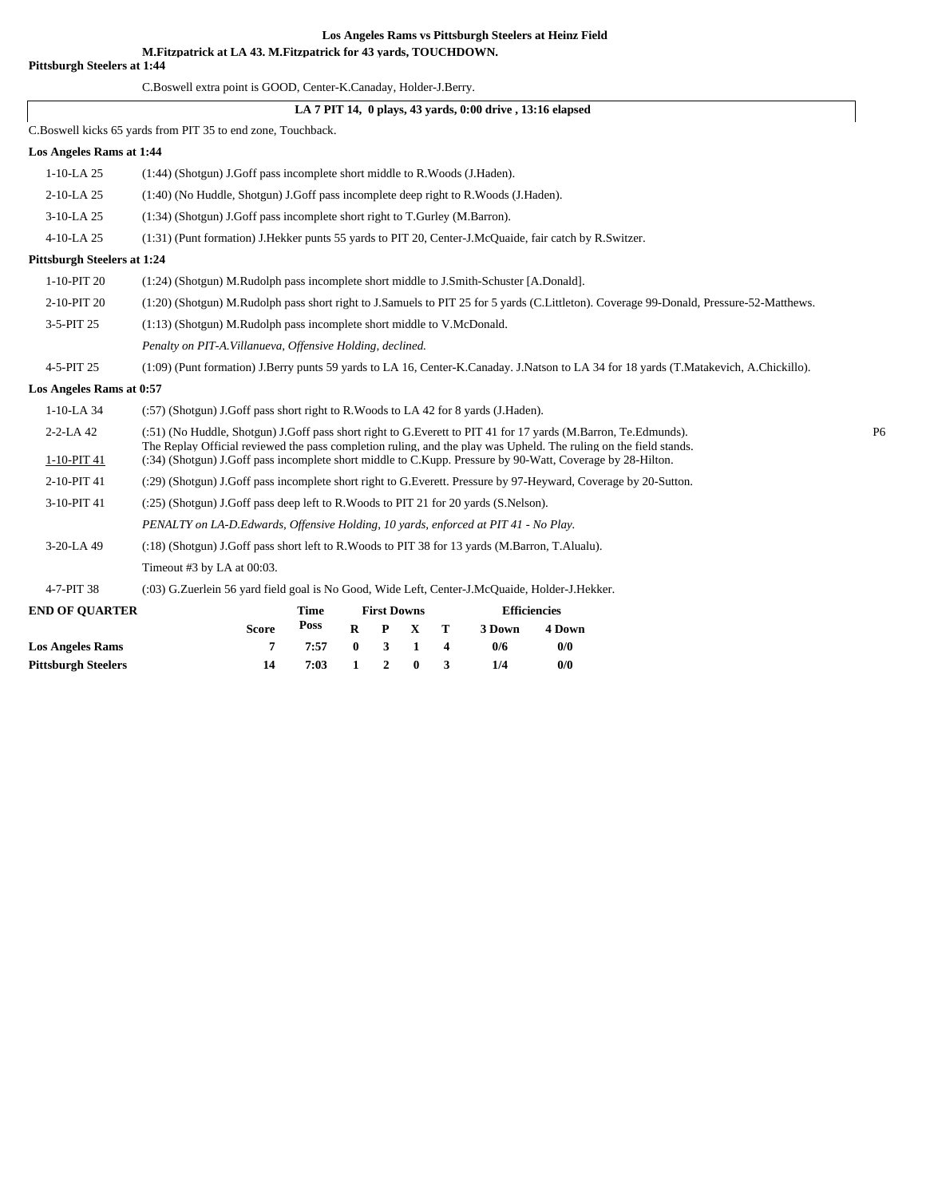**Los Angeles Rams vs Pittsburgh Steelers at Heinz Field**

**M.Fitzpatrick at LA 43. M.Fitzpatrick for 43 yards, TOUCHDOWN.**

**Pittsburgh Steelers at 1:44**

C.Boswell extra point is GOOD, Center-K.Canaday, Holder-J.Berry.

**LA 7 PIT 14, 0 plays, 43 yards, 0:00 drive , 13:16 elapsed**

C.Boswell kicks 65 yards from PIT 35 to end zone, Touchback.

**Los Angeles Rams at 1:44**

| | |
|---|---|
| 1-10-LA 25 | (1:44) (Shotgun) J.Goff pass incomplete short middle to R.Woods (J.Haden). |
| 2-10-LA 25 | (1:40) (No Huddle, Shotgun) J.Goff pass incomplete deep right to R.Woods (J.Haden). |
| 3-10-LA 25 | (1:34) (Shotgun) J.Goff pass incomplete short right to T.Gurley (M.Barron). |
| 4-10-LA 25 | (1:31) (Punt formation) J.Hekker punts 55 yards to PIT 20, Center-J.McQuaide, fair catch by R.Switzer. |

**Pittsburgh Steelers at 1:24**

| | |
|---|---|
| 1-10-PIT 20 | (1:24) (Shotgun) M.Rudolph pass incomplete short middle to J.Smith-Schuster [A.Donald]. |
| 2-10-PIT 20 | (1:20) (Shotgun) M.Rudolph pass short right to J.Samuels to PIT 25 for 5 yards (C.Littleton). Coverage 99-Donald, Pressure-52-Matthews. |
| 3-5-PIT 25 | (1:13) (Shotgun) M.Rudolph pass incomplete short middle to V.McDonald. |
| | *Penalty on PIT-A.Villanueva, Offensive Holding, declined.* |
| 4-5-PIT 25 | (1:09) (Punt formation) J.Berry punts 59 yards to LA 16, Center-K.Canaday. J.Natson to LA 34 for 18 yards (T.Matakevich, A.Chickillo). |

**Los Angeles Rams at 0:57**

| | | |
|---|---|---|
| 1-10-LA 34 | (:57) (Shotgun) J.Goff pass short right to R.Woods to LA 42 for 8 yards (J.Haden). | |
| 2-2-LA 42 | (:51) (No Huddle, Shotgun) J.Goff pass short right to G.Everett to PIT 41 for 17 yards (M.Barron, Te.Edmunds). The Replay Official reviewed the pass completion ruling, and the play was Upheld. The ruling on the field stands. | P6 |
| 1-10-PIT 41 | (:34) (Shotgun) J.Goff pass incomplete short middle to C.Kupp. Pressure by 90-Watt, Coverage by 28-Hilton. | |
| 2-10-PIT 41 | (:29) (Shotgun) J.Goff pass incomplete short right to G.Everett. Pressure by 97-Heyward, Coverage by 20-Sutton. | |
| 3-10-PIT 41 | (:25) (Shotgun) J.Goff pass deep left to R.Woods to PIT 21 for 20 yards (S.Nelson). | |
| | *PENALTY on LA-D.Edwards, Offensive Holding, 10 yards, enforced at PIT 41 - No Play.* | |
| 3-20-LA 49 | (:18) (Shotgun) J.Goff pass short left to R.Woods to PIT 38 for 13 yards (M.Barron, T.Alualu). | |
| | Timeout #3 by LA at 00:03. | |
| 4-7-PIT 38 | (:03) G.Zuerlein 56 yard field goal is No Good, Wide Left, Center-J.McQuaide, Holder-J.Hekker. | |

| END OF QUARTER | Score | Time Poss | First Downs R | P | X | T | Efficiencies 3 Down | 4 Down |
|---|---|---|---|---|---|---|---|---|
| **Los Angeles Rams** | 7 | 7:57 | 0 | 3 | 1 | 4 | 0/6 | 0/0 |
| **Pittsburgh Steelers** | 14 | 7:03 | 1 | 2 | 0 | 3 | 1/4 | 0/0 |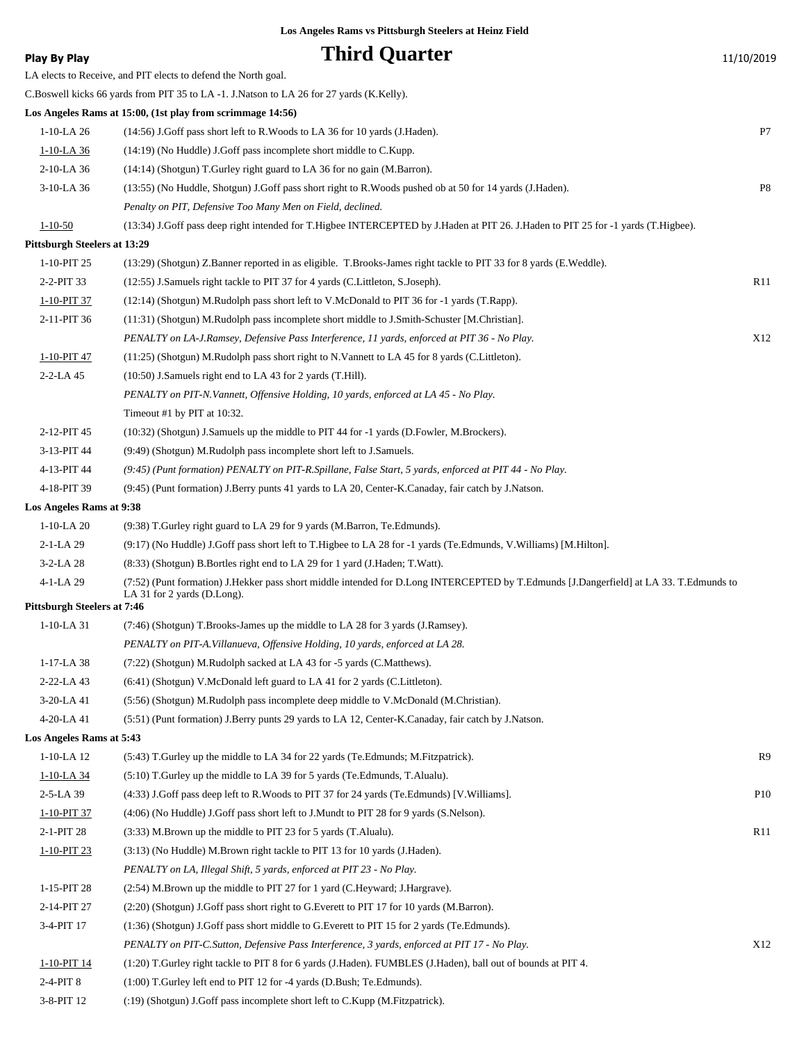**Los Angeles Rams vs Pittsburgh Steelers at Heinz Field**

**Play By Play** — 11/10/2019

# Third Quarter

LA elects to Receive, and PIT elects to defend the North goal.

C.Boswell kicks 66 yards from PIT 35 to LA -1. J.Natson to LA 26 for 27 yards (K.Kelly).

**Los Angeles Rams at 15:00, (1st play from scrimmage 14:56)**

| Down | Play | |
|---|---|---|
| 1-10-LA 26 | (14:56) J.Goff pass short left to R.Woods to LA 36 for 10 yards (J.Haden). | P7 |
| 1-10-LA 36 | (14:19) (No Huddle) J.Goff pass incomplete short middle to C.Kupp. | |
| 2-10-LA 36 | (14:14) (Shotgun) T.Gurley right guard to LA 36 for no gain (M.Barron). | |
| 3-10-LA 36 | (13:55) (No Huddle, Shotgun) J.Goff pass short right to R.Woods pushed ob at 50 for 14 yards (J.Haden). | P8 |
| | *Penalty on PIT, Defensive Too Many Men on Field, declined.* | |
| 1-10-50 | (13:34) J.Goff pass deep right intended for T.Higbee INTERCEPTED by J.Haden at PIT 26. J.Haden to PIT 25 for -1 yards (T.Higbee). | |

**Pittsburgh Steelers at 13:29**

| Down | Play | |
|---|---|---|
| 1-10-PIT 25 | (13:29) (Shotgun) Z.Banner reported in as eligible. T.Brooks-James right tackle to PIT 33 for 8 yards (E.Weddle). | |
| 2-2-PIT 33 | (12:55) J.Samuels right tackle to PIT 37 for 4 yards (C.Littleton, S.Joseph). | R11 |
| 1-10-PIT 37 | (12:14) (Shotgun) M.Rudolph pass short left to V.McDonald to PIT 36 for -1 yards (T.Rapp). | |
| 2-11-PIT 36 | (11:31) (Shotgun) M.Rudolph pass incomplete short middle to J.Smith-Schuster [M.Christian]. | |
| | *PENALTY on LA-J.Ramsey, Defensive Pass Interference, 11 yards, enforced at PIT 36 - No Play.* | X12 |
| 1-10-PIT 47 | (11:25) (Shotgun) M.Rudolph pass short right to N.Vannett to LA 45 for 8 yards (C.Littleton). | |
| 2-2-LA 45 | (10:50) J.Samuels right end to LA 43 for 2 yards (T.Hill). | |
| | *PENALTY on PIT-N.Vannett, Offensive Holding, 10 yards, enforced at LA 45 - No Play.* | |
| | Timeout #1 by PIT at 10:32. | |
| 2-12-PIT 45 | (10:32) (Shotgun) J.Samuels up the middle to PIT 44 for -1 yards (D.Fowler, M.Brockers). | |
| 3-13-PIT 44 | (9:49) (Shotgun) M.Rudolph pass incomplete short left to J.Samuels. | |
| 4-13-PIT 44 | *(9:45) (Punt formation) PENALTY on PIT-R.Spillane, False Start, 5 yards, enforced at PIT 44 - No Play.* | |
| 4-18-PIT 39 | (9:45) (Punt formation) J.Berry punts 41 yards to LA 20, Center-K.Canaday, fair catch by J.Natson. | |

**Los Angeles Rams at 9:38**

| Down | Play | |
|---|---|---|
| 1-10-LA 20 | (9:38) T.Gurley right guard to LA 29 for 9 yards (M.Barron, Te.Edmunds). | |
| 2-1-LA 29 | (9:17) (No Huddle) J.Goff pass short left to T.Higbee to LA 28 for -1 yards (Te.Edmunds, V.Williams) [M.Hilton]. | |
| 3-2-LA 28 | (8:33) (Shotgun) B.Bortles right end to LA 29 for 1 yard (J.Haden; T.Watt). | |
| 4-1-LA 29 | (7:52) (Punt formation) J.Hekker pass short middle intended for D.Long INTERCEPTED by T.Edmunds [J.Dangerfield] at LA 33. T.Edmunds to LA 31 for 2 yards (D.Long). | |

**Pittsburgh Steelers at 7:46**

| Down | Play | |
|---|---|---|
| 1-10-LA 31 | (7:46) (Shotgun) T.Brooks-James up the middle to LA 28 for 3 yards (J.Ramsey). | |
| | *PENALTY on PIT-A.Villanueva, Offensive Holding, 10 yards, enforced at LA 28.* | |
| 1-17-LA 38 | (7:22) (Shotgun) M.Rudolph sacked at LA 43 for -5 yards (C.Matthews). | |
| 2-22-LA 43 | (6:41) (Shotgun) V.McDonald left guard to LA 41 for 2 yards (C.Littleton). | |
| 3-20-LA 41 | (5:56) (Shotgun) M.Rudolph pass incomplete deep middle to V.McDonald (M.Christian). | |
| 4-20-LA 41 | (5:51) (Punt formation) J.Berry punts 29 yards to LA 12, Center-K.Canaday, fair catch by J.Natson. | |

**Los Angeles Rams at 5:43**

| Down | Play | |
|---|---|---|
| 1-10-LA 12 | (5:43) T.Gurley up the middle to LA 34 for 22 yards (Te.Edmunds; M.Fitzpatrick). | R9 |
| 1-10-LA 34 | (5:10) T.Gurley up the middle to LA 39 for 5 yards (Te.Edmunds, T.Alualu). | |
| 2-5-LA 39 | (4:33) J.Goff pass deep left to R.Woods to PIT 37 for 24 yards (Te.Edmunds) [V.Williams]. | P10 |
| 1-10-PIT 37 | (4:06) (No Huddle) J.Goff pass short left to J.Mundt to PIT 28 for 9 yards (S.Nelson). | |
| 2-1-PIT 28 | (3:33) M.Brown up the middle to PIT 23 for 5 yards (T.Alualu). | R11 |
| 1-10-PIT 23 | (3:13) (No Huddle) M.Brown right tackle to PIT 13 for 10 yards (J.Haden). | |
| | *PENALTY on LA, Illegal Shift, 5 yards, enforced at PIT 23 - No Play.* | |
| 1-15-PIT 28 | (2:54) M.Brown up the middle to PIT 27 for 1 yard (C.Heyward; J.Hargrave). | |
| 2-14-PIT 27 | (2:20) (Shotgun) J.Goff pass short right to G.Everett to PIT 17 for 10 yards (M.Barron). | |
| 3-4-PIT 17 | (1:36) (Shotgun) J.Goff pass short middle to G.Everett to PIT 15 for 2 yards (Te.Edmunds). | |
| | *PENALTY on PIT-C.Sutton, Defensive Pass Interference, 3 yards, enforced at PIT 17 - No Play.* | X12 |
| 1-10-PIT 14 | (1:20) T.Gurley right tackle to PIT 8 for 6 yards (J.Haden). FUMBLES (J.Haden), ball out of bounds at PIT 4. | |
| 2-4-PIT 8 | (1:00) T.Gurley left end to PIT 12 for -4 yards (D.Bush; Te.Edmunds). | |
| 3-8-PIT 12 | (:19) (Shotgun) J.Goff pass incomplete short left to C.Kupp (M.Fitzpatrick). | |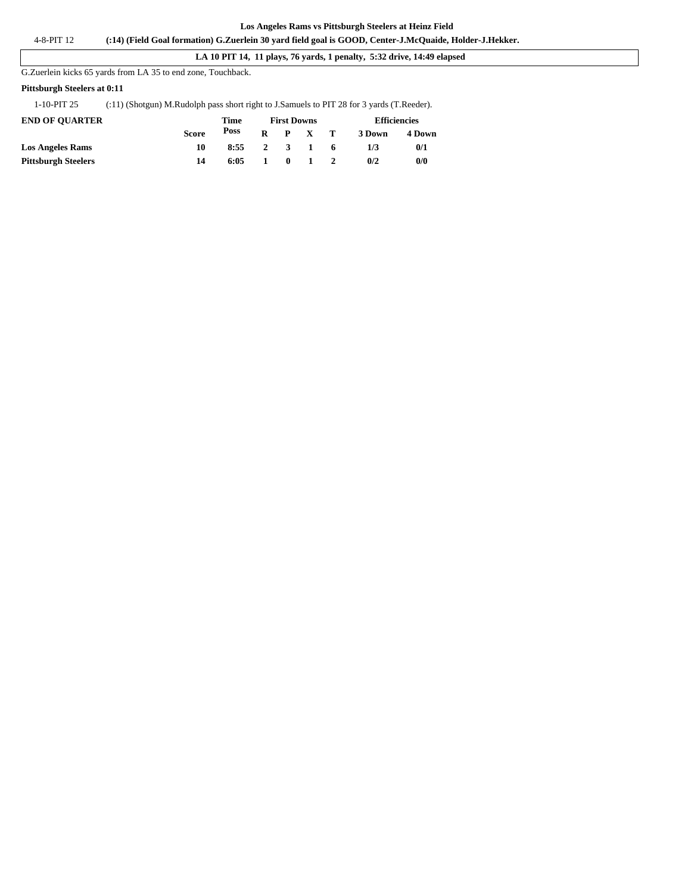4-8-PIT 12 | **(:14) (Field Goal formation) G.Zuerlein 30 yard field goal is GOOD, Center-J.McQuaide, Holder-J.Hekker.**

**LA 10 PIT 14, 11 plays, 76 yards, 1 penalty, 5:32 drive, 14:49 elapsed**

G.Zuerlein kicks 65 yards from LA 35 to end zone, Touchback.

**Pittsburgh Steelers at 0:11**

1-10-PIT 25 | (:11) (Shotgun) M.Rudolph pass short right to J.Samuels to PIT 28 for 3 yards (T.Reeder).

| END OF QUARTER | Score | Time Poss | First Downs R | P | X | T | Efficiencies 3 Down | 4 Down |
|---|---|---|---|---|---|---|---|---|
| Los Angeles Rams | 10 | 8:55 | 2 | 3 | 1 | 6 | 1/3 | 0/1 |
| Pittsburgh Steelers | 14 | 6:05 | 1 | 0 | 1 | 2 | 0/2 | 0/0 |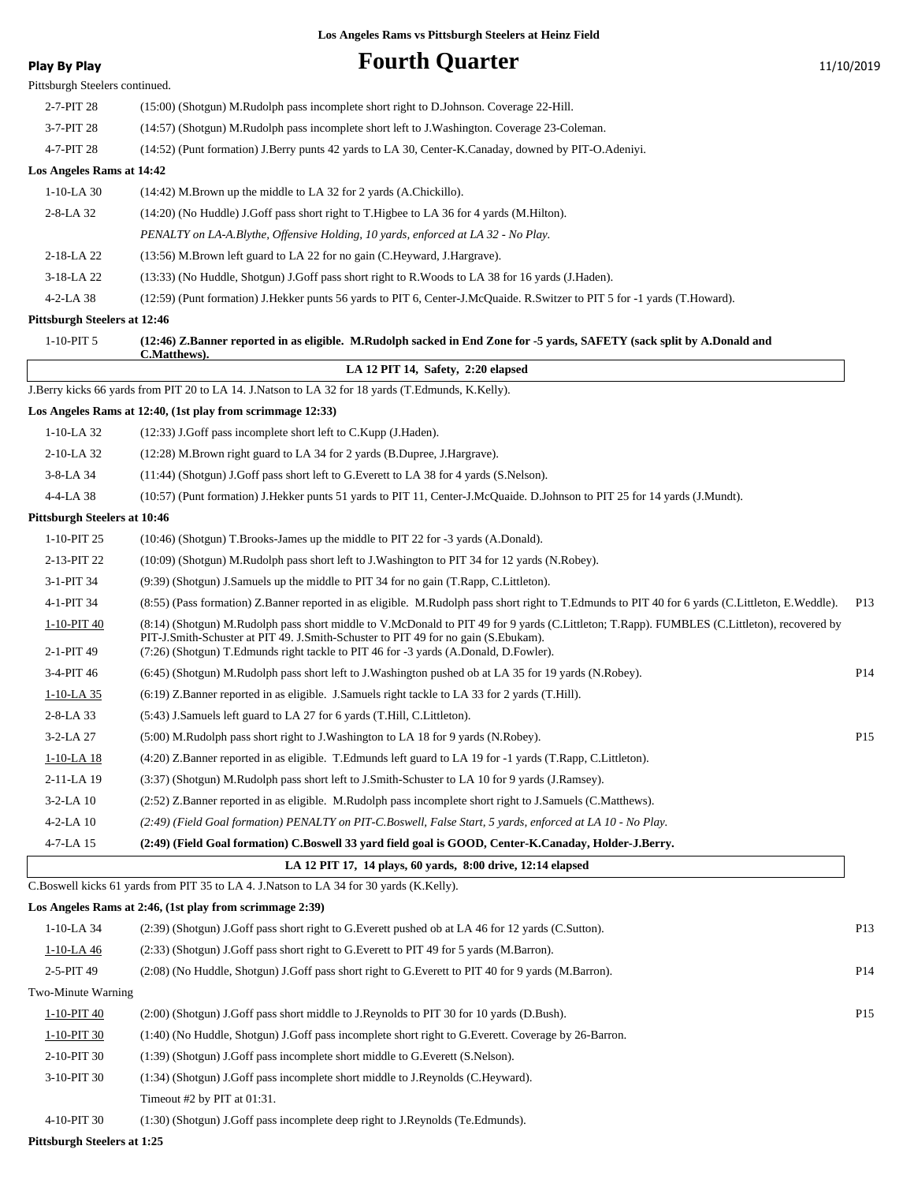**Los Angeles Rams vs Pittsburgh Steelers at Heinz Field**

**Play By Play**

# Fourth Quarter

11/10/2019

Pittsburgh Steelers continued.

| Down | Play | |
|---|---|---|
| 2-7-PIT 28 | (15:00) (Shotgun) M.Rudolph pass incomplete short right to D.Johnson. Coverage 22-Hill. | |
| 3-7-PIT 28 | (14:57) (Shotgun) M.Rudolph pass incomplete short left to J.Washington. Coverage 23-Coleman. | |
| 4-7-PIT 28 | (14:52) (Punt formation) J.Berry punts 42 yards to LA 30, Center-K.Canaday, downed by PIT-O.Adeniyi. | |

**Los Angeles Rams at 14:42**

| Down | Play | |
|---|---|---|
| 1-10-LA 30 | (14:42) M.Brown up the middle to LA 32 for 2 yards (A.Chickillo). | |
| 2-8-LA 32 | (14:20) (No Huddle) J.Goff pass short right to T.Higbee to LA 36 for 4 yards (M.Hilton). | |
| | *PENALTY on LA-A.Blythe, Offensive Holding, 10 yards, enforced at LA 32 - No Play.* | |
| 2-18-LA 22 | (13:56) M.Brown left guard to LA 22 for no gain (C.Heyward, J.Hargrave). | |
| 3-18-LA 22 | (13:33) (No Huddle, Shotgun) J.Goff pass short right to R.Woods to LA 38 for 16 yards (J.Haden). | |
| 4-2-LA 38 | (12:59) (Punt formation) J.Hekker punts 56 yards to PIT 6, Center-J.McQuaide. R.Switzer to PIT 5 for -1 yards (T.Howard). | |

**Pittsburgh Steelers at 12:46**

| Down | Play | |
|---|---|---|
| 1-10-PIT 5 | **(12:46) Z.Banner reported in as eligible. M.Rudolph sacked in End Zone for -5 yards, SAFETY (sack split by A.Donald and C.Matthews).** | |

**LA 12 PIT 14, Safety, 2:20 elapsed**

J.Berry kicks 66 yards from PIT 20 to LA 14. J.Natson to LA 32 for 18 yards (T.Edmunds, K.Kelly).

**Los Angeles Rams at 12:40, (1st play from scrimmage 12:33)**

| Down | Play | |
|---|---|---|
| 1-10-LA 32 | (12:33) J.Goff pass incomplete short left to C.Kupp (J.Haden). | |
| 2-10-LA 32 | (12:28) M.Brown right guard to LA 34 for 2 yards (B.Dupree, J.Hargrave). | |
| 3-8-LA 34 | (11:44) (Shotgun) J.Goff pass short left to G.Everett to LA 38 for 4 yards (S.Nelson). | |
| 4-4-LA 38 | (10:57) (Punt formation) J.Hekker punts 51 yards to PIT 11, Center-J.McQuaide. D.Johnson to PIT 25 for 14 yards (J.Mundt). | |

**Pittsburgh Steelers at 10:46**

| Down | Play | |
|---|---|---|
| 1-10-PIT 25 | (10:46) (Shotgun) T.Brooks-James up the middle to PIT 22 for -3 yards (A.Donald). | |
| 2-13-PIT 22 | (10:09) (Shotgun) M.Rudolph pass short left to J.Washington to PIT 34 for 12 yards (N.Robey). | |
| 3-1-PIT 34 | (9:39) (Shotgun) J.Samuels up the middle to PIT 34 for no gain (T.Rapp, C.Littleton). | |
| 4-1-PIT 34 | (8:55) (Pass formation) Z.Banner reported in as eligible. M.Rudolph pass short right to T.Edmunds to PIT 40 for 6 yards (C.Littleton, E.Weddle). | P13 |
| 1-10-PIT 40 | (8:14) (Shotgun) M.Rudolph pass short middle to V.McDonald to PIT 49 for 9 yards (C.Littleton; T.Rapp). FUMBLES (C.Littleton), recovered by PIT-J.Smith-Schuster at PIT 49. J.Smith-Schuster to PIT 49 for no gain (S.Ebukam). | |
| 2-1-PIT 49 | (7:26) (Shotgun) T.Edmunds right tackle to PIT 46 for -3 yards (A.Donald, D.Fowler). | |
| 3-4-PIT 46 | (6:45) (Shotgun) M.Rudolph pass short left to J.Washington pushed ob at LA 35 for 19 yards (N.Robey). | P14 |
| 1-10-LA 35 | (6:19) Z.Banner reported in as eligible. J.Samuels right tackle to LA 33 for 2 yards (T.Hill). | |
| 2-8-LA 33 | (5:43) J.Samuels left guard to LA 27 for 6 yards (T.Hill, C.Littleton). | |
| 3-2-LA 27 | (5:00) M.Rudolph pass short right to J.Washington to LA 18 for 9 yards (N.Robey). | P15 |
| 1-10-LA 18 | (4:20) Z.Banner reported in as eligible. T.Edmunds left guard to LA 19 for -1 yards (T.Rapp, C.Littleton). | |
| 2-11-LA 19 | (3:37) (Shotgun) M.Rudolph pass short left to J.Smith-Schuster to LA 10 for 9 yards (J.Ramsey). | |
| 3-2-LA 10 | (2:52) Z.Banner reported in as eligible. M.Rudolph pass incomplete short right to J.Samuels (C.Matthews). | |
| 4-2-LA 10 | *(2:49) (Field Goal formation) PENALTY on PIT-C.Boswell, False Start, 5 yards, enforced at LA 10 - No Play.* | |
| 4-7-LA 15 | **(2:49) (Field Goal formation) C.Boswell 33 yard field goal is GOOD, Center-K.Canaday, Holder-J.Berry.** | |

**LA 12 PIT 17, 14 plays, 60 yards, 8:00 drive, 12:14 elapsed**

C.Boswell kicks 61 yards from PIT 35 to LA 4. J.Natson to LA 34 for 30 yards (K.Kelly).

**Los Angeles Rams at 2:46, (1st play from scrimmage 2:39)**

| Down | Play | |
|---|---|---|
| 1-10-LA 34 | (2:39) (Shotgun) J.Goff pass short right to G.Everett pushed ob at LA 46 for 12 yards (C.Sutton). | P13 |
| 1-10-LA 46 | (2:33) (Shotgun) J.Goff pass short right to G.Everett to PIT 49 for 5 yards (M.Barron). | |
| 2-5-PIT 49 | (2:08) (No Huddle, Shotgun) J.Goff pass short right to G.Everett to PIT 40 for 9 yards (M.Barron). | P14 |
| Two-Minute Warning | | |
| 1-10-PIT 40 | (2:00) (Shotgun) J.Goff pass short middle to J.Reynolds to PIT 30 for 10 yards (D.Bush). | P15 |
| 1-10-PIT 30 | (1:40) (No Huddle, Shotgun) J.Goff pass incomplete short right to G.Everett. Coverage by 26-Barron. | |
| 2-10-PIT 30 | (1:39) (Shotgun) J.Goff pass incomplete short middle to G.Everett (S.Nelson). | |
| 3-10-PIT 30 | (1:34) (Shotgun) J.Goff pass incomplete short middle to J.Reynolds (C.Heyward). | |
| | Timeout #2 by PIT at 01:31. | |
| 4-10-PIT 30 | (1:30) (Shotgun) J.Goff pass incomplete deep right to J.Reynolds (Te.Edmunds). | |

**Pittsburgh Steelers at 1:25**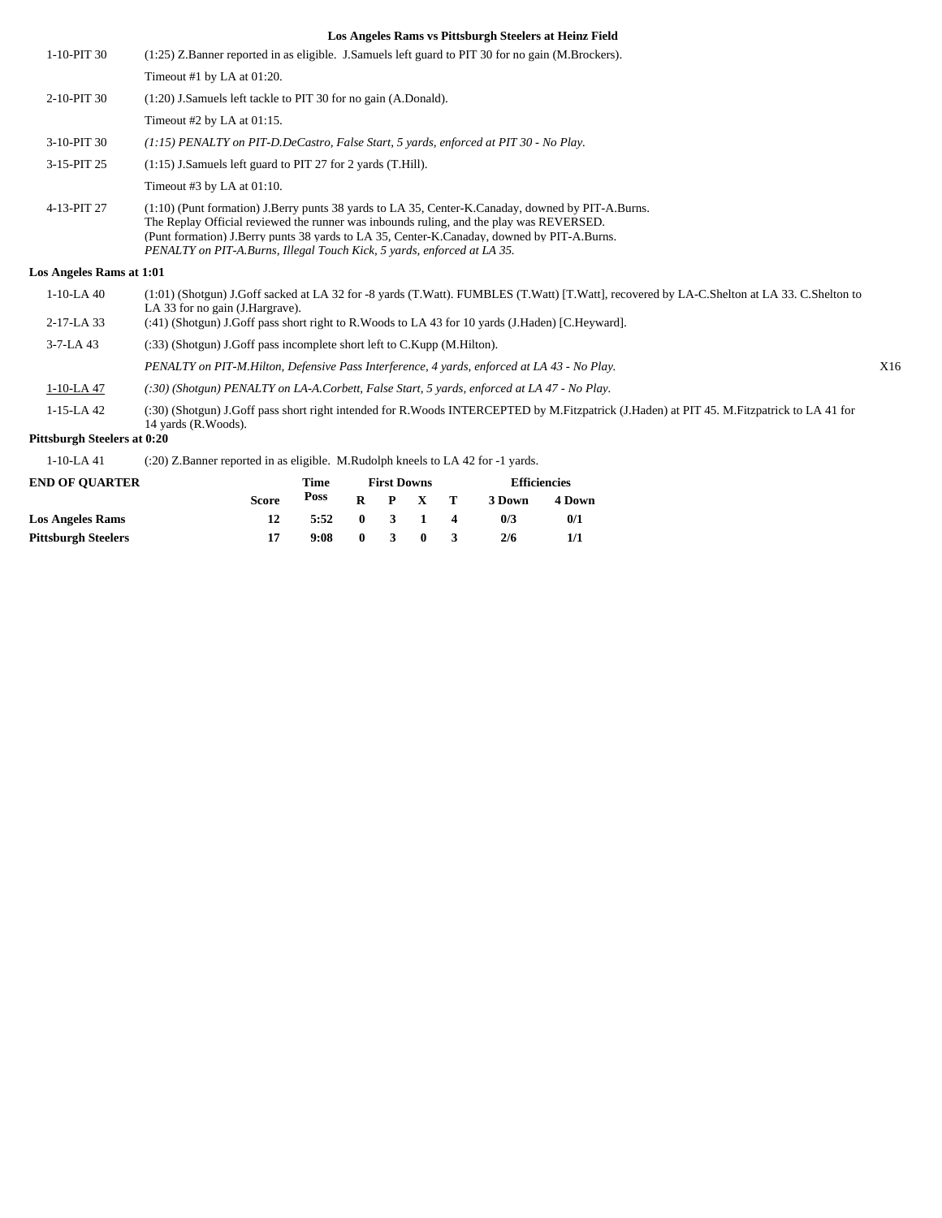**Los Angeles Rams vs Pittsburgh Steelers at Heinz Field**

| | | |
|---|---|---|
| 1-10-PIT 30 | (1:25) Z.Banner reported in as eligible. J.Samuels left guard to PIT 30 for no gain (M.Brockers). | |
| | Timeout #1 by LA at 01:20. | |
| 2-10-PIT 30 | (1:20) J.Samuels left tackle to PIT 30 for no gain (A.Donald). | |
| | Timeout #2 by LA at 01:15. | |
| 3-10-PIT 30 | *(1:15) PENALTY on PIT-D.DeCastro, False Start, 5 yards, enforced at PIT 30 - No Play.* | |
| 3-15-PIT 25 | (1:15) J.Samuels left guard to PIT 27 for 2 yards (T.Hill). | |
| | Timeout #3 by LA at 01:10. | |
| 4-13-PIT 27 | (1:10) (Punt formation) J.Berry punts 38 yards to LA 35, Center-K.Canaday, downed by PIT-A.Burns. The Replay Official reviewed the runner was inbounds ruling, and the play was REVERSED. (Punt formation) J.Berry punts 38 yards to LA 35, Center-K.Canaday, downed by PIT-A.Burns. *PENALTY on PIT-A.Burns, Illegal Touch Kick, 5 yards, enforced at LA 35.* | |

**Los Angeles Rams at 1:01**

| | | |
|---|---|---|
| 1-10-LA 40 | (1:01) (Shotgun) J.Goff sacked at LA 32 for -8 yards (T.Watt). FUMBLES (T.Watt) [T.Watt], recovered by LA-C.Shelton at LA 33. C.Shelton to LA 33 for no gain (J.Hargrave). | |
| 2-17-LA 33 | (:41) (Shotgun) J.Goff pass short right to R.Woods to LA 43 for 10 yards (J.Haden) [C.Heyward]. | |
| 3-7-LA 43 | (:33) (Shotgun) J.Goff pass incomplete short left to C.Kupp (M.Hilton). | |
| | *PENALTY on PIT-M.Hilton, Defensive Pass Interference, 4 yards, enforced at LA 43 - No Play.* | X16 |
| 1-10-LA 47 | *(:30) (Shotgun) PENALTY on LA-A.Corbett, False Start, 5 yards, enforced at LA 47 - No Play.* | |
| 1-15-LA 42 | (:30) (Shotgun) J.Goff pass short right intended for R.Woods INTERCEPTED by M.Fitzpatrick (J.Haden) at PIT 45. M.Fitzpatrick to LA 41 for 14 yards (R.Woods). | |

**Pittsburgh Steelers at 0:20**

| | |
|---|---|
| 1-10-LA 41 | (:20) Z.Banner reported in as eligible. M.Rudolph kneels to LA 42 for -1 yards. |

| END OF QUARTER | Score | Time Poss | First Downs R | P | X | T | Efficiencies 3 Down | 4 Down |
|---|---|---|---|---|---|---|---|---|
| **Los Angeles Rams** | 12 | 5:52 | 0 | 3 | 1 | 4 | 0/3 | 0/1 |
| **Pittsburgh Steelers** | 17 | 9:08 | 0 | 3 | 0 | 3 | 2/6 | 1/1 |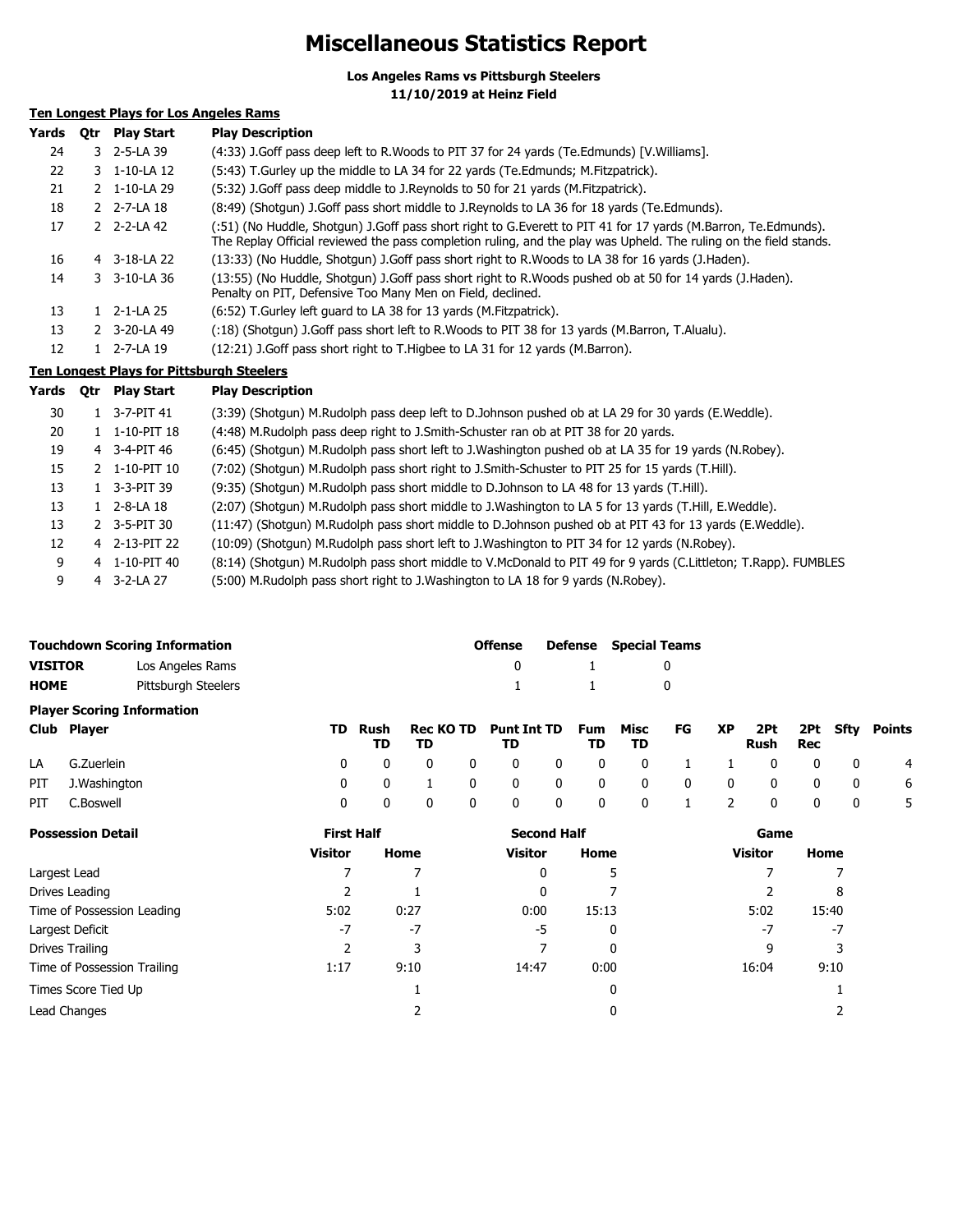# Miscellaneous Statistics Report

**Los Angeles Rams vs Pittsburgh Steelers**
**11/10/2019 at Heinz Field**

## Ten Longest Plays for Los Angeles Rams

| Yards | Qtr | Play Start | Play Description |
|---|---|---|---|
| 24 | 3 | 2-5-LA 39 | (4:33) J.Goff pass deep left to R.Woods to PIT 37 for 24 yards (Te.Edmunds) [V.Williams]. |
| 22 | 3 | 1-10-LA 12 | (5:43) T.Gurley up the middle to LA 34 for 22 yards (Te.Edmunds; M.Fitzpatrick). |
| 21 | 2 | 1-10-LA 29 | (5:32) J.Goff pass deep middle to J.Reynolds to 50 for 21 yards (M.Fitzpatrick). |
| 18 | 2 | 2-7-LA 18 | (8:49) (Shotgun) J.Goff pass short middle to J.Reynolds to LA 36 for 18 yards (Te.Edmunds). |
| 17 | 2 | 2-2-LA 42 | (:51) (No Huddle, Shotgun) J.Goff pass short right to G.Everett to PIT 41 for 17 yards (M.Barron, Te.Edmunds). The Replay Official reviewed the pass completion ruling, and the play was Upheld. The ruling on the field stands. |
| 16 | 4 | 3-18-LA 22 | (13:33) (No Huddle, Shotgun) J.Goff pass short right to R.Woods to LA 38 for 16 yards (J.Haden). |
| 14 | 3 | 3-10-LA 36 | (13:55) (No Huddle, Shotgun) J.Goff pass short right to R.Woods pushed ob at 50 for 14 yards (J.Haden). Penalty on PIT, Defensive Too Many Men on Field, declined. |
| 13 | 1 | 2-1-LA 25 | (6:52) T.Gurley left guard to LA 38 for 13 yards (M.Fitzpatrick). |
| 13 | 2 | 3-20-LA 49 | (:18) (Shotgun) J.Goff pass short left to R.Woods to PIT 38 for 13 yards (M.Barron, T.Alualu). |
| 12 | 1 | 2-7-LA 19 | (12:21) J.Goff pass short right to T.Higbee to LA 31 for 12 yards (M.Barron). |

## Ten Longest Plays for Pittsburgh Steelers

| Yards | Qtr | Play Start | Play Description |
|---|---|---|---|
| 30 | 1 | 3-7-PIT 41 | (3:39) (Shotgun) M.Rudolph pass deep left to D.Johnson pushed ob at LA 29 for 30 yards (E.Weddle). |
| 20 | 1 | 1-10-PIT 18 | (4:48) M.Rudolph pass deep right to J.Smith-Schuster ran ob at PIT 38 for 20 yards. |
| 19 | 4 | 3-4-PIT 46 | (6:45) (Shotgun) M.Rudolph pass short left to J.Washington pushed ob at LA 35 for 19 yards (N.Robey). |
| 15 | 2 | 1-10-PIT 10 | (7:02) (Shotgun) M.Rudolph pass short right to J.Smith-Schuster to PIT 25 for 15 yards (T.Hill). |
| 13 | 1 | 3-3-PIT 39 | (9:35) (Shotgun) M.Rudolph pass short middle to D.Johnson to LA 48 for 13 yards (T.Hill). |
| 13 | 1 | 2-8-LA 18 | (2:07) (Shotgun) M.Rudolph pass short middle to J.Washington to LA 5 for 13 yards (T.Hill, E.Weddle). |
| 13 | 2 | 3-5-PIT 30 | (11:47) (Shotgun) M.Rudolph pass short middle to D.Johnson pushed ob at PIT 43 for 13 yards (E.Weddle). |
| 12 | 4 | 2-13-PIT 22 | (10:09) (Shotgun) M.Rudolph pass short left to J.Washington to PIT 34 for 12 yards (N.Robey). |
| 9 | 4 | 1-10-PIT 40 | (8:14) (Shotgun) M.Rudolph pass short middle to V.McDonald to PIT 49 for 9 yards (C.Littleton; T.Rapp). FUMBLES |
| 9 | 4 | 3-2-LA 27 | (5:00) M.Rudolph pass short right to J.Washington to LA 18 for 9 yards (N.Robey). |

## Touchdown Scoring Information

| | | Offense | Defense | Special Teams |
|---|---|---|---|---|
| **VISITOR** | Los Angeles Rams | 0 | 1 | 0 |
| **HOME** | Pittsburgh Steelers | 1 | 1 | 0 |

## Player Scoring Information

| Club | Player | TD | Rush TD | Rec TD | KO TD | Punt TD | Int TD | Fum TD | Misc TD | FG | XP | 2Pt Rush | 2Pt Rec | Sfty | Points |
|---|---|---|---|---|---|---|---|---|---|---|---|---|---|---|---|
| LA | G.Zuerlein | 0 | 0 | 0 | 0 | 0 | 0 | 0 | 0 | 1 | 1 | 0 | 0 | 0 | 4 |
| PIT | J.Washington | 0 | 0 | 1 | 0 | 0 | 0 | 0 | 0 | 0 | 0 | 0 | 0 | 0 | 6 |
| PIT | C.Boswell | 0 | 0 | 0 | 0 | 0 | 0 | 0 | 0 | 1 | 2 | 0 | 0 | 0 | 5 |

## Possession Detail

| | First Half | | Second Half | | Game | |
|---|---|---|---|---|---|---|
| | Visitor | Home | Visitor | Home | Visitor | Home |
| Largest Lead | 7 | 7 | 0 | 5 | 7 | 7 |
| Drives Leading | 2 | 1 | 0 | 7 | 2 | 8 |
| Time of Possession Leading | 5:02 | 0:27 | 0:00 | 15:13 | 5:02 | 15:40 |
| Largest Deficit | -7 | -7 | -5 | 0 | -7 | -7 |
| Drives Trailing | 2 | 3 | 7 | 0 | 9 | 3 |
| Time of Possession Trailing | 1:17 | 9:10 | 14:47 | 0:00 | 16:04 | 9:10 |
| Times Score Tied Up | | 1 | | 0 | | 1 |
| Lead Changes | | 2 | | 0 | | 2 |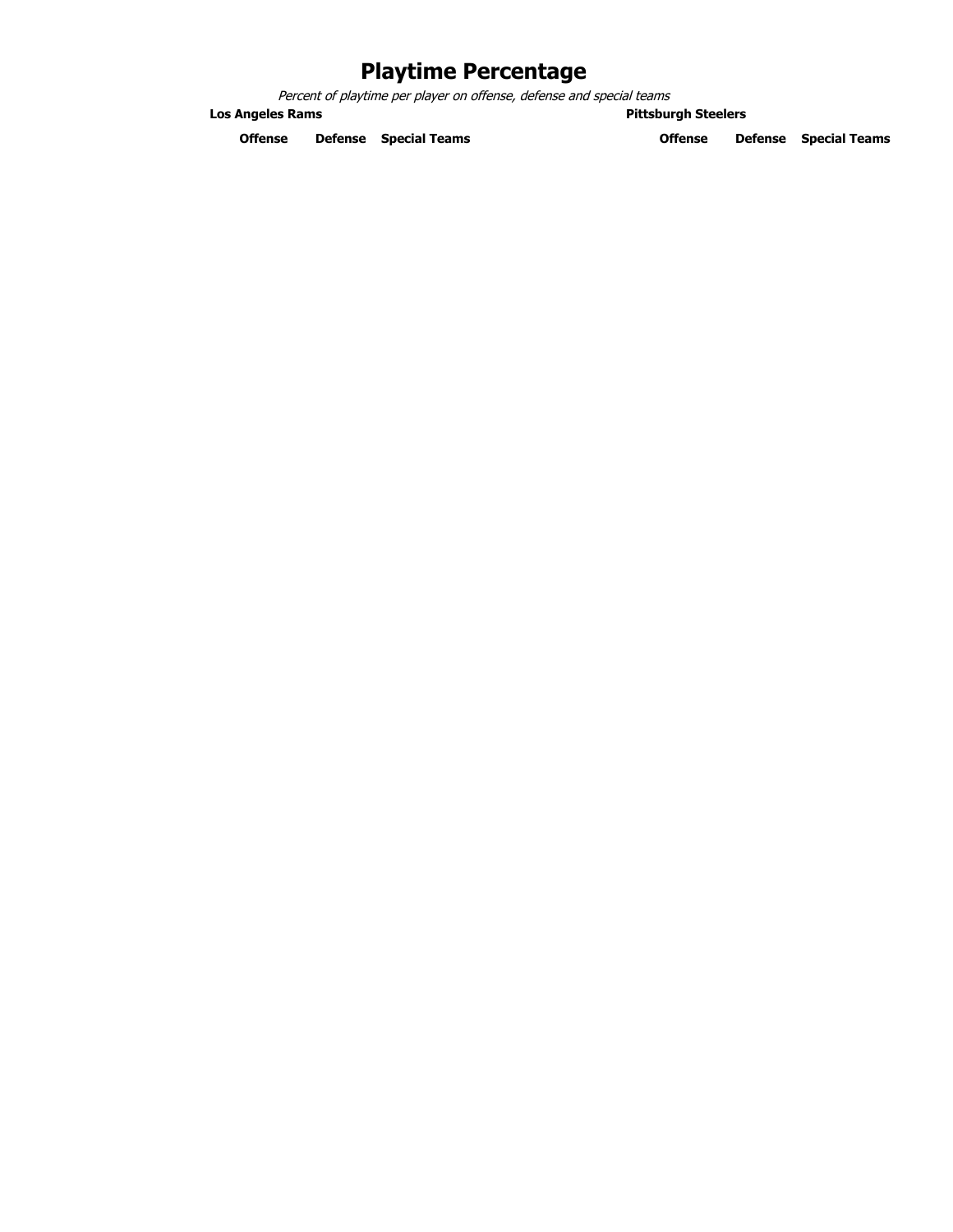# Playtime Percentage

*Percent of playtime per player on offense, defense and special teams*

| Los Angeles Rams | | | | Pittsburgh Steelers | | | |
|---|---|---|---|---|---|---|---|
| | Offense | Defense | Special Teams | | Offense | Defense | Special Teams |